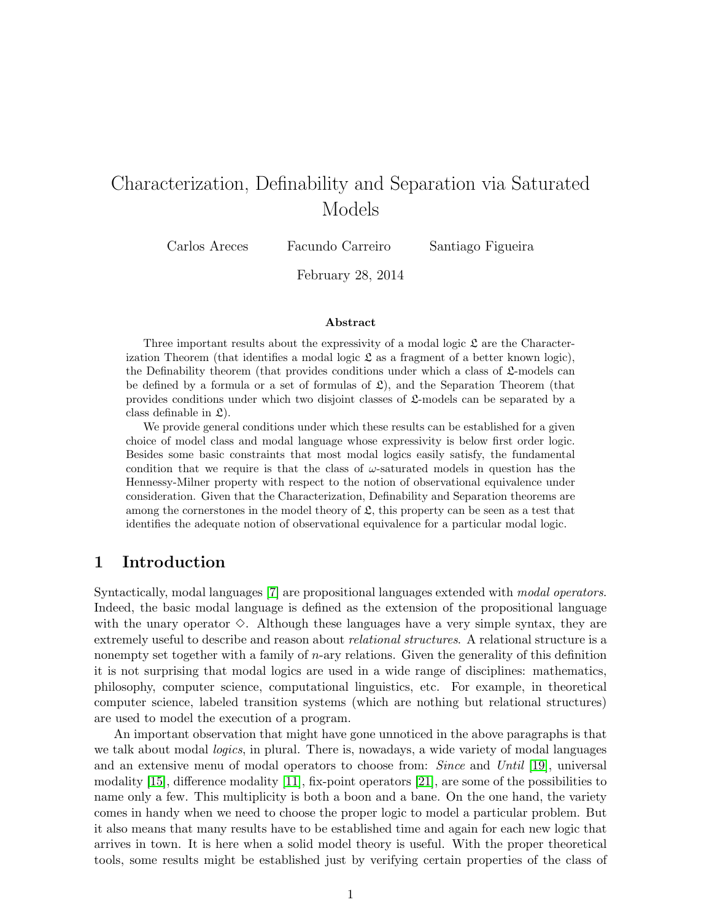# Characterization, Definability and Separation via Saturated Models

Carlos Areces Facundo Carreiro Santiago Figueira

February 28, 2014

### Abstract

Three important results about the expressivity of a modal logic $\mathfrak{L}$ are the Characterization Theorem (that identifies a modal logic $\mathfrak{L}$ as a fragment of a better known logic), the Definability theorem (that provides conditions under which a class of $\mathfrak{L}$-models can be defined by a formula or a set of formulas of $\mathfrak{L}$), and the Separation Theorem (that provides conditions under which two disjoint classes of $\mathfrak{L}$-models can be separated by a class definable in $\mathfrak{L}$).

We provide general conditions under which these results can be established for a given choice of model class and modal language whose expressivity is below first order logic. Besides some basic constraints that most modal logics easily satisfy, the fundamental condition that we require is that the class of $\omega$-saturated models in question has the Hennessy-Milner property with respect to the notion of observational equivalence under consideration. Given that the Characterization, Definability and Separation theorems are among the cornerstones in the model theory of $\mathfrak{L}$, this property can be seen as a test that identifies the adequate notion of observational equivalence for a particular modal logic.

## 1 Introduction

Syntactically, modal languages [7] are propositional languages extended with *modal operators*. Indeed, the basic modal language is defined as the extension of the propositional language with the unary operator $\Diamond$. Although these languages have a very simple syntax, they are extremely useful to describe and reason about *relational structures*. A relational structure is a nonempty set together with a family of $n$-ary relations. Given the generality of this definition it is not surprising that modal logics are used in a wide range of disciplines: mathematics, philosophy, computer science, computational linguistics, etc. For example, in theoretical computer science, labeled transition systems (which are nothing but relational structures) are used to model the execution of a program.

An important observation that might have gone unnoticed in the above paragraphs is that we talk about modal *logics*, in plural. There is, nowadays, a wide variety of modal languages and an extensive menu of modal operators to choose from: *Since* and *Until* [19], universal modality [15], difference modality [11], fix-point operators [21], are some of the possibilities to name only a few. This multiplicity is both a boon and a bane. On the one hand, the variety comes in handy when we need to choose the proper logic to model a particular problem. But it also means that many results have to be established time and again for each new logic that arrives in town. It is here when a solid model theory is useful. With the proper theoretical tools, some results might be established just by verifying certain properties of the class of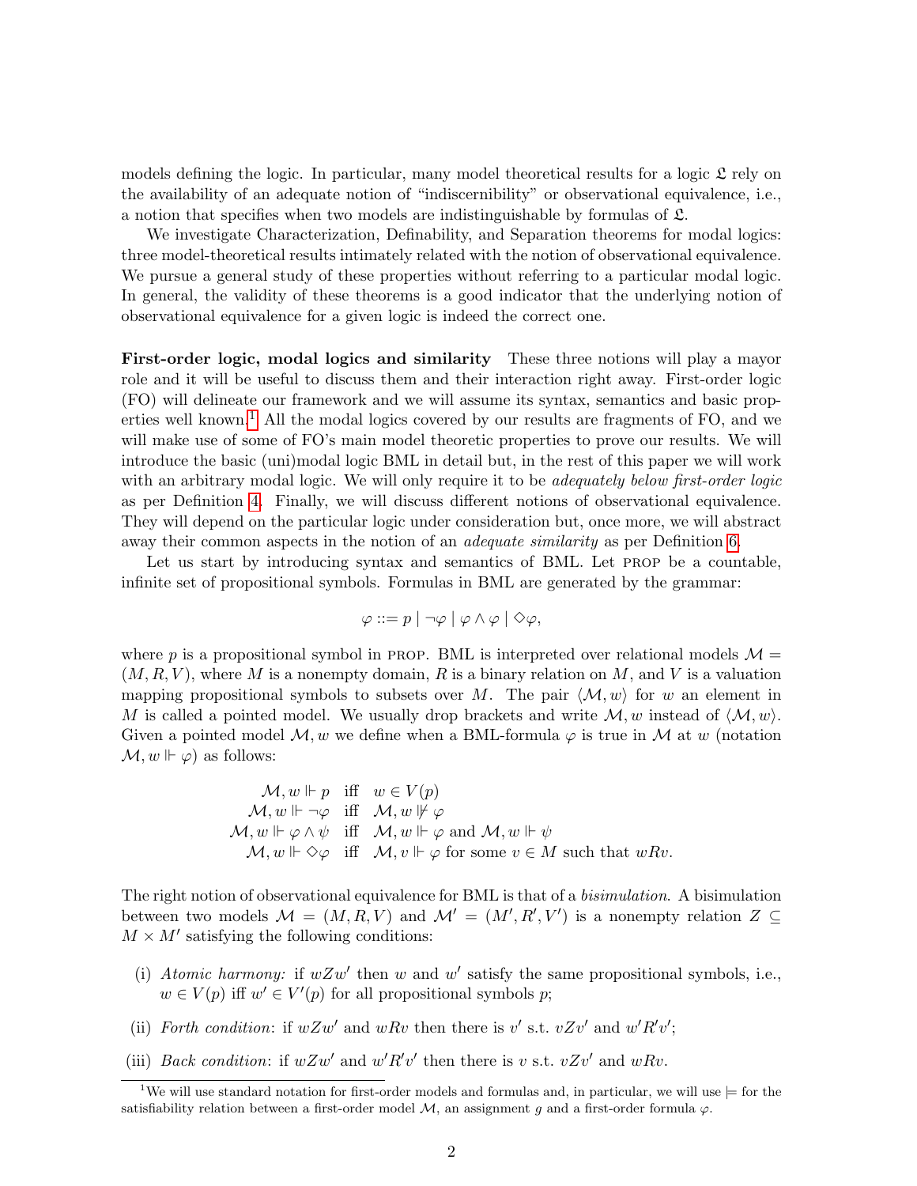models defining the logic. In particular, many model theoretical results for a logic $\mathfrak{L}$ rely on the availability of an adequate notion of "indiscernibility" or observational equivalence, i.e., a notion that specifies when two models are indistinguishable by formulas of $\mathfrak{L}$.

We investigate Characterization, Definability, and Separation theorems for modal logics: three model-theoretical results intimately related with the notion of observational equivalence. We pursue a general study of these properties without referring to a particular modal logic. In general, the validity of these theorems is a good indicator that the underlying notion of observational equivalence for a given logic is indeed the correct one.

**First-order logic, modal logics and similarity** These three notions will play a mayor role and it will be useful to discuss them and their interaction right away. First-order logic (FO) will delineate our framework and we will assume its syntax, semantics and basic properties well known.[1] All the modal logics covered by our results are fragments of FO, and we will make use of some of FO's main model theoretic properties to prove our results. We will introduce the basic (uni)modal logic BML in detail but, in the rest of this paper we will work with an arbitrary modal logic. We will only require it to be *adequately below first-order logic* as per Definition 4. Finally, we will discuss different notions of observational equivalence. They will depend on the particular logic under consideration but, once more, we will abstract away their common aspects in the notion of an *adequate similarity* as per Definition 6.

Let us start by introducing syntax and semantics of BML. Let PROP be a countable, infinite set of propositional symbols. Formulas in BML are generated by the grammar:

$$\varphi ::= p \mid \neg\varphi \mid \varphi \wedge \varphi \mid \Diamond\varphi,$$

where $p$ is a propositional symbol in PROP. BML is interpreted over relational models $\mathcal{M} = (M, R, V)$, where $M$ is a nonempty domain, $R$ is a binary relation on $M$, and $V$ is a valuation mapping propositional symbols to subsets over $M$. The pair $\langle \mathcal{M}, w \rangle$ for $w$ an element in $M$ is called a pointed model. We usually drop brackets and write $\mathcal{M}, w$ instead of $\langle \mathcal{M}, w \rangle$. Given a pointed model $\mathcal{M}, w$ we define when a BML-formula $\varphi$ is true in $\mathcal{M}$ at $w$ (notation $\mathcal{M}, w \Vdash \varphi$) as follows:

$$
\begin{array}{rcl}
\mathcal{M}, w \Vdash p & \text{iff} & w \in V(p) \\
\mathcal{M}, w \Vdash \neg\varphi & \text{iff} & \mathcal{M}, w \nVdash \varphi \\
\mathcal{M}, w \Vdash \varphi \wedge \psi & \text{iff} & \mathcal{M}, w \Vdash \varphi \text{ and } \mathcal{M}, w \Vdash \psi \\
\mathcal{M}, w \Vdash \Diamond\varphi & \text{iff} & \mathcal{M}, v \Vdash \varphi \text{ for some } v \in M \text{ such that } wRv.
\end{array}
$$

The right notion of observational equivalence for BML is that of a *bisimulation*. A bisimulation between two models $\mathcal{M} = (M, R, V)$ and $\mathcal{M}' = (M', R', V')$ is a nonempty relation $Z \subseteq M \times M'$ satisfying the following conditions:

(i) *Atomic harmony:* if $wZw'$ then $w$ and $w'$ satisfy the same propositional symbols, i.e., $w \in V(p)$ iff $w' \in V'(p)$ for all propositional symbols $p$;

(ii) *Forth condition*: if $wZw'$ and $wRv$ then there is $v'$ s.t. $vZv'$ and $w'R'v'$;

(iii) *Back condition*: if $wZw'$ and $w'R'v'$ then there is $v$ s.t. $vZv'$ and $wRv$.

[1] We will use standard notation for first-order models and formulas and, in particular, we will use $\models$ for the satisfiability relation between a first-order model $\mathcal{M}$, an assignment $g$ and a first-order formula $\varphi$.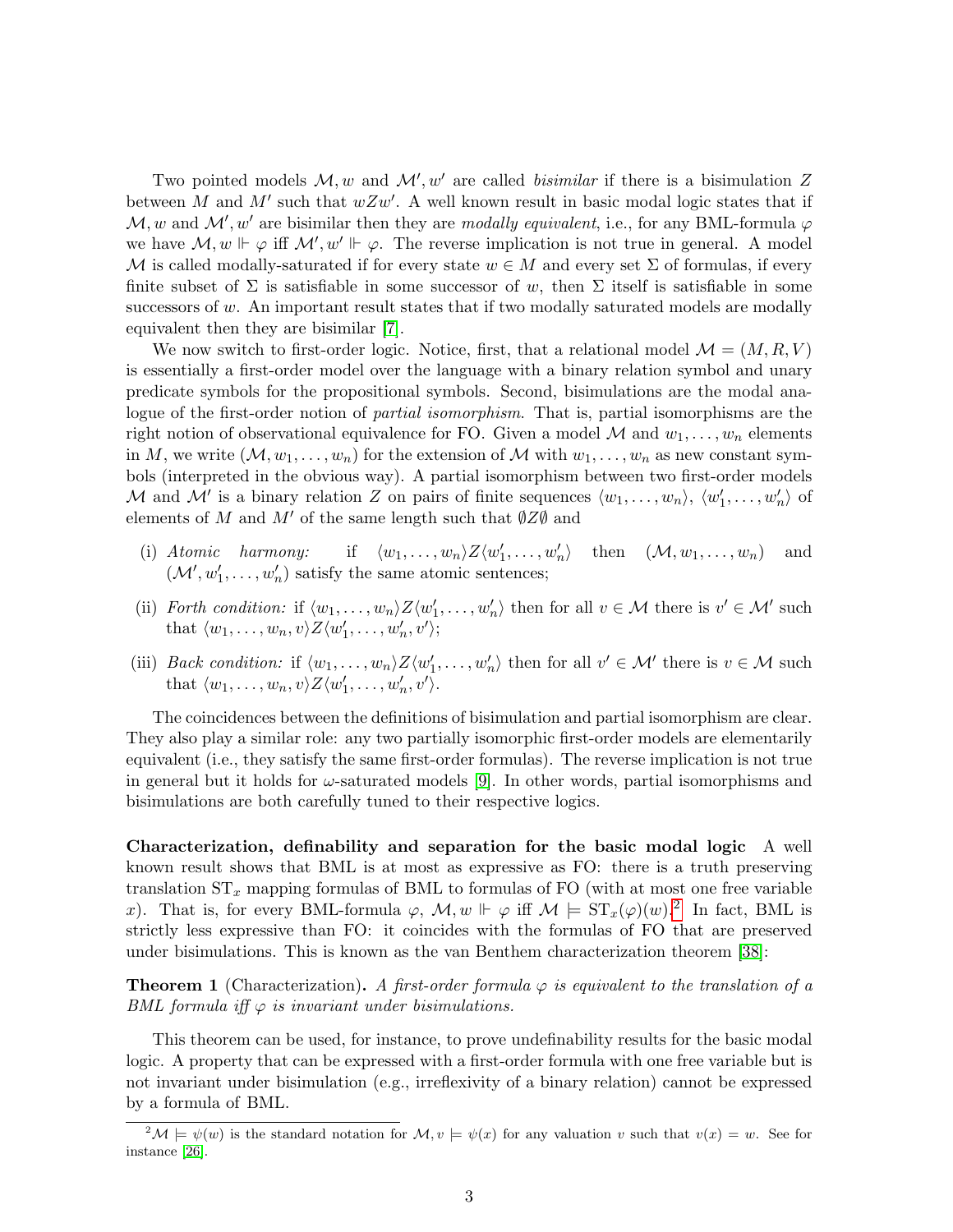Two pointed models $\mathcal{M}, w$ and $\mathcal{M}', w'$ are called *bisimilar* if there is a bisimulation $Z$ between $M$ and $M'$ such that $wZw'$. A well known result in basic modal logic states that if $\mathcal{M}, w$ and $\mathcal{M}', w'$ are bisimilar then they are *modally equivalent*, i.e., for any BML-formula $\varphi$ we have $\mathcal{M}, w \Vdash \varphi$ iff $\mathcal{M}', w' \Vdash \varphi$. The reverse implication is not true in general. A model $\mathcal{M}$ is called modally-saturated if for every state $w \in M$ and every set $\Sigma$ of formulas, if every finite subset of $\Sigma$ is satisfiable in some successor of $w$, then $\Sigma$ itself is satisfiable in some successors of $w$. An important result states that if two modally saturated models are modally equivalent then they are bisimilar [7].

We now switch to first-order logic. Notice, first, that a relational model $\mathcal{M} = (M, R, V)$ is essentially a first-order model over the language with a binary relation symbol and unary predicate symbols for the propositional symbols. Second, bisimulations are the modal analogue of the first-order notion of *partial isomorphism*. That is, partial isomorphisms are the right notion of observational equivalence for FO. Given a model $\mathcal{M}$ and $w_1, \ldots, w_n$ elements in $M$, we write $(\mathcal{M}, w_1, \ldots, w_n)$ for the extension of $\mathcal{M}$ with $w_1, \ldots, w_n$ as new constant symbols (interpreted in the obvious way). A partial isomorphism between two first-order models $\mathcal{M}$ and $\mathcal{M}'$ is a binary relation $Z$ on pairs of finite sequences $\langle w_1, \ldots, w_n \rangle$, $\langle w'_1, \ldots, w'_n \rangle$ of elements of $M$ and $M'$ of the same length such that $\emptyset Z \emptyset$ and

(i) *Atomic harmony:* if $\langle w_1, \ldots, w_n \rangle Z \langle w'_1, \ldots, w'_n \rangle$ then $(\mathcal{M}, w_1, \ldots, w_n)$ and $(\mathcal{M}', w'_1, \ldots, w'_n)$ satisfy the same atomic sentences;

(ii) *Forth condition:* if $\langle w_1, \ldots, w_n \rangle Z \langle w'_1, \ldots, w'_n \rangle$ then for all $v \in \mathcal{M}$ there is $v' \in \mathcal{M}'$ such that $\langle w_1, \ldots, w_n, v \rangle Z \langle w'_1, \ldots, w'_n, v' \rangle$;

(iii) *Back condition:* if $\langle w_1, \ldots, w_n \rangle Z \langle w'_1, \ldots, w'_n \rangle$ then for all $v' \in \mathcal{M}'$ there is $v \in \mathcal{M}$ such that $\langle w_1, \ldots, w_n, v \rangle Z \langle w'_1, \ldots, w'_n, v' \rangle$.

The coincidences between the definitions of bisimulation and partial isomorphism are clear. They also play a similar role: any two partially isomorphic first-order models are elementarily equivalent (i.e., they satisfy the same first-order formulas). The reverse implication is not true in general but it holds for $\omega$-saturated models [9]. In other words, partial isomorphisms and bisimulations are both carefully tuned to their respective logics.

**Characterization, definability and separation for the basic modal logic** A well known result shows that BML is at most as expressive as FO: there is a truth preserving translation $\mathrm{ST}_x$ mapping formulas of BML to formulas of FO (with at most one free variable $x$). That is, for every BML-formula $\varphi$, $\mathcal{M}, w \Vdash \varphi$ iff $\mathcal{M} \models \mathrm{ST}_x(\varphi)(w)$.[2] In fact, BML is strictly less expressive than FO: it coincides with the formulas of FO that are preserved under bisimulations. This is known as the van Benthem characterization theorem [38]:

**Theorem 1** (Characterization)**.** *A first-order formula $\varphi$ is equivalent to the translation of a BML formula iff $\varphi$ is invariant under bisimulations.*

This theorem can be used, for instance, to prove undefinability results for the basic modal logic. A property that can be expressed with a first-order formula with one free variable but is not invariant under bisimulation (e.g., irreflexivity of a binary relation) cannot be expressed by a formula of BML.

[2] $\mathcal{M} \models \psi(w)$ is the standard notation for $\mathcal{M}, v \models \psi(x)$ for any valuation $v$ such that $v(x) = w$. See for instance [26].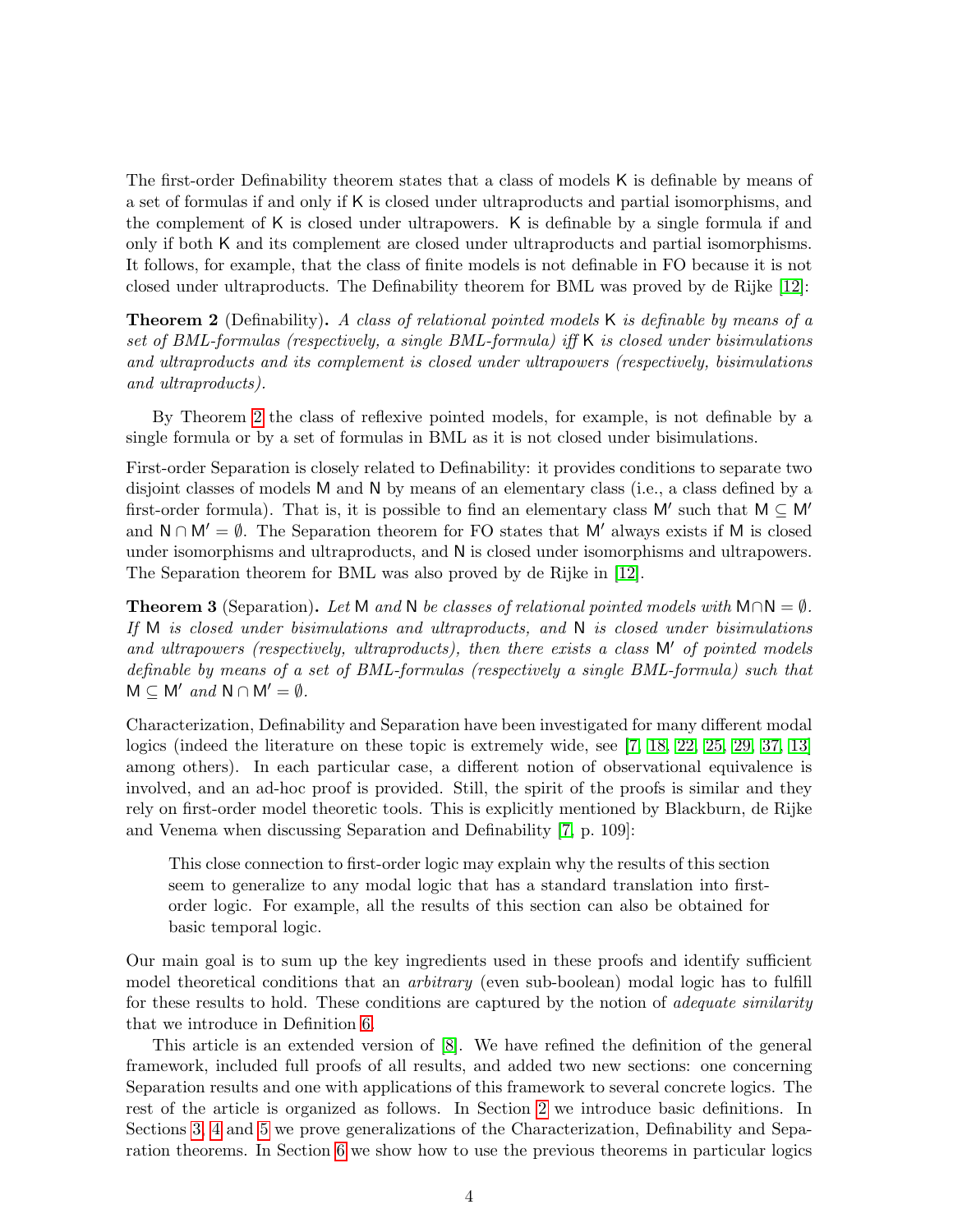The first-order Definability theorem states that a class of models $\mathsf{K}$ is definable by means of a set of formulas if and only if $\mathsf{K}$ is closed under ultraproducts and partial isomorphisms, and the complement of $\mathsf{K}$ is closed under ultrapowers. $\mathsf{K}$ is definable by a single formula if and only if both $\mathsf{K}$ and its complement are closed under ultraproducts and partial isomorphisms. It follows, for example, that the class of finite models is not definable in FO because it is not closed under ultraproducts. The Definability theorem for BML was proved by de Rijke [12]:

**Theorem 2** (Definability)**.** *A class of relational pointed models $\mathsf{K}$ is definable by means of a set of BML-formulas (respectively, a single BML-formula) iff $\mathsf{K}$ is closed under bisimulations and ultraproducts and its complement is closed under ultrapowers (respectively, bisimulations and ultraproducts).*

By Theorem 2 the class of reflexive pointed models, for example, is not definable by a single formula or by a set of formulas in BML as it is not closed under bisimulations.

First-order Separation is closely related to Definability: it provides conditions to separate two disjoint classes of models $\mathsf{M}$ and $\mathsf{N}$ by means of an elementary class (i.e., a class defined by a first-order formula). That is, it is possible to find an elementary class $\mathsf{M}'$ such that $\mathsf{M} \subseteq \mathsf{M}'$ and $\mathsf{N} \cap \mathsf{M}' = \emptyset$. The Separation theorem for FO states that $\mathsf{M}'$ always exists if $\mathsf{M}$ is closed under isomorphisms and ultraproducts, and $\mathsf{N}$ is closed under isomorphisms and ultrapowers. The Separation theorem for BML was also proved by de Rijke in [12].

**Theorem 3** (Separation)**.** *Let $\mathsf{M}$ and $\mathsf{N}$ be classes of relational pointed models with $\mathsf{M} \cap \mathsf{N} = \emptyset$. If $\mathsf{M}$ is closed under bisimulations and ultraproducts, and $\mathsf{N}$ is closed under bisimulations and ultrapowers (respectively, ultraproducts), then there exists a class $\mathsf{M}'$ of pointed models definable by means of a set of BML-formulas (respectively a single BML-formula) such that $\mathsf{M} \subseteq \mathsf{M}'$ and $\mathsf{N} \cap \mathsf{M}' = \emptyset$.*

Characterization, Definability and Separation have been investigated for many different modal logics (indeed the literature on these topic is extremely wide, see [7, 18, 22, 25, 29, 37, 13] among others). In each particular case, a different notion of observational equivalence is involved, and an ad-hoc proof is provided. Still, the spirit of the proofs is similar and they rely on first-order model theoretic tools. This is explicitly mentioned by Blackburn, de Rijke and Venema when discussing Separation and Definability [7, p. 109]:

> This close connection to first-order logic may explain why the results of this section seem to generalize to any modal logic that has a standard translation into first-order logic. For example, all the results of this section can also be obtained for basic temporal logic.

Our main goal is to sum up the key ingredients used in these proofs and identify sufficient model theoretical conditions that an *arbitrary* (even sub-boolean) modal logic has to fulfill for these results to hold. These conditions are captured by the notion of *adequate similarity* that we introduce in Definition 6.

This article is an extended version of [8]. We have refined the definition of the general framework, included full proofs of all results, and added two new sections: one concerning Separation results and one with applications of this framework to several concrete logics. The rest of the article is organized as follows. In Section 2 we introduce basic definitions. In Sections 3, 4 and 5 we prove generalizations of the Characterization, Definability and Separation theorems. In Section 6 we show how to use the previous theorems in particular logics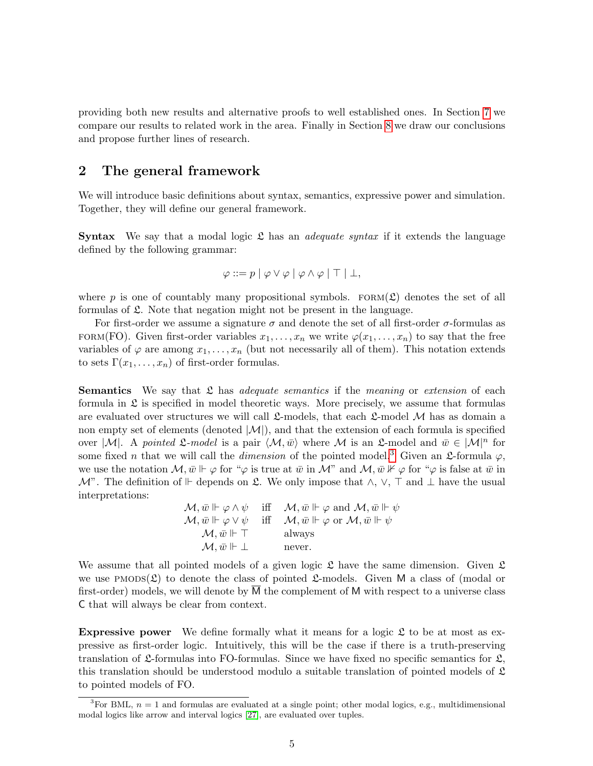providing both new results and alternative proofs to well established ones. In Section 7 we compare our results to related work in the area. Finally in Section 8 we draw our conclusions and propose further lines of research.

## 2 The general framework

We will introduce basic definitions about syntax, semantics, expressive power and simulation. Together, they will define our general framework.

**Syntax** We say that a modal logic $\mathfrak{L}$ has an *adequate syntax* if it extends the language defined by the following grammar:

$$\varphi ::= p \mid \varphi \vee \varphi \mid \varphi \wedge \varphi \mid \top \mid \bot,$$

where $p$ is one of countably many propositional symbols. $\textsc{form}(\mathfrak{L})$ denotes the set of all formulas of $\mathfrak{L}$. Note that negation might not be present in the language.

For first-order we assume a signature $\sigma$ and denote the set of all first-order $\sigma$-formulas as $\textsc{form}(\text{FO})$. Given first-order variables $x_1, \dots, x_n$ we write $\varphi(x_1, \dots, x_n)$ to say that the free variables of $\varphi$ are among $x_1, \dots, x_n$ (but not necessarily all of them). This notation extends to sets $\Gamma(x_1, \dots, x_n)$ of first-order formulas.

**Semantics** We say that $\mathfrak{L}$ has *adequate semantics* if the *meaning* or *extension* of each formula in $\mathfrak{L}$ is specified in model theoretic ways. More precisely, we assume that formulas are evaluated over structures we will call $\mathfrak{L}$-models, that each $\mathfrak{L}$-model $\mathcal{M}$ has as domain a non empty set of elements (denoted $|\mathcal{M}|$), and that the extension of each formula is specified over $|\mathcal{M}|$. A *pointed* $\mathfrak{L}$*-model* is a pair $\langle \mathcal{M}, \bar{w} \rangle$ where $\mathcal{M}$ is an $\mathfrak{L}$-model and $\bar{w} \in |\mathcal{M}|^n$ for some fixed $n$ that we will call the *dimension* of the pointed model.[3] Given an $\mathfrak{L}$-formula $\varphi$, we use the notation $\mathcal{M}, \bar{w} \Vdash \varphi$ for "$\varphi$ is true at $\bar{w}$ in $\mathcal{M}$" and $\mathcal{M}, \bar{w} \nVdash \varphi$ for "$\varphi$ is false at $\bar{w}$ in $\mathcal{M}$". The definition of $\Vdash$ depends on $\mathfrak{L}$. We only impose that $\wedge$, $\vee$, $\top$ and $\bot$ have the usual interpretations:

$$\begin{array}{lll}
\mathcal{M}, \bar{w} \Vdash \varphi \wedge \psi & \text{iff} & \mathcal{M}, \bar{w} \Vdash \varphi \text{ and } \mathcal{M}, \bar{w} \Vdash \psi \\
\mathcal{M}, \bar{w} \Vdash \varphi \vee \psi & \text{iff} & \mathcal{M}, \bar{w} \Vdash \varphi \text{ or } \mathcal{M}, \bar{w} \Vdash \psi \\
\mathcal{M}, \bar{w} \Vdash \top & & \text{always} \\
\mathcal{M}, \bar{w} \Vdash \bot & & \text{never.}
\end{array}$$

We assume that all pointed models of a given logic $\mathfrak{L}$ have the same dimension. Given $\mathfrak{L}$ we use $\textsc{pmods}(\mathfrak{L})$ to denote the class of pointed $\mathfrak{L}$-models. Given $\mathsf{M}$ a class of (modal or first-order) models, we will denote by $\overline{\mathsf{M}}$ the complement of $\mathsf{M}$ with respect to a universe class $\mathsf{C}$ that will always be clear from context.

**Expressive power** We define formally what it means for a logic $\mathfrak{L}$ to be at most as expressive as first-order logic. Intuitively, this will be the case if there is a truth-preserving translation of $\mathfrak{L}$-formulas into FO-formulas. Since we have fixed no specific semantics for $\mathfrak{L}$, this translation should be understood modulo a suitable translation of pointed models of $\mathfrak{L}$ to pointed models of FO.

[3] For BML, $n = 1$ and formulas are evaluated at a single point; other modal logics, e.g., multidimensional modal logics like arrow and interval logics [27], are evaluated over tuples.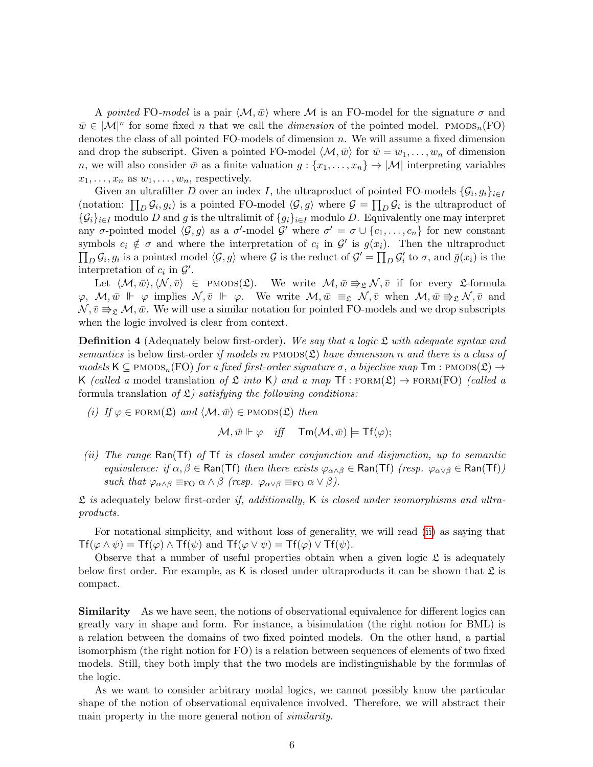A *pointed* FO*-model* is a pair $\langle \mathcal{M}, \bar{w} \rangle$ where $\mathcal{M}$ is an FO-model for the signature $\sigma$ and $\bar{w} \in |\mathcal{M}|^n$ for some fixed $n$ that we call the *dimension* of the pointed model. $\text{PMODS}_n(\text{FO})$ denotes the class of all pointed FO-models of dimension $n$. We will assume a fixed dimension and drop the subscript. Given a pointed FO-model $\langle \mathcal{M}, \bar{w} \rangle$ for $\bar{w} = w_1, \ldots, w_n$ of dimension $n$, we will also consider $\bar{w}$ as a finite valuation $g : \{x_1, \ldots, x_n\} \to |\mathcal{M}|$ interpreting variables $x_1, \ldots, x_n$ as $w_1, \ldots, w_n$, respectively.

Given an ultrafilter $D$ over an index $I$, the ultraproduct of pointed FO-models $\{\mathcal{G}_i, g_i\}_{i \in I}$ (notation: $\prod_D \mathcal{G}_i, g_i$) is a pointed FO-model $\langle \mathcal{G}, g \rangle$ where $\mathcal{G} = \prod_D \mathcal{G}_i$ is the ultraproduct of $\{\mathcal{G}_i\}_{i \in I}$ modulo $D$ and $g$ is the ultralimit of $\{g_i\}_{i \in I}$ modulo $D$. Equivalently one may interpret any $\sigma$-pointed model $\langle \mathcal{G}, g \rangle$ as a $\sigma'$-model $\mathcal{G}'$ where $\sigma' = \sigma \cup \{c_1, \ldots, c_n\}$ for new constant symbols $c_i \notin \sigma$ and where the interpretation of $c_i$ in $\mathcal{G}'$ is $g(x_i)$. Then the ultraproduct $\prod_D \mathcal{G}_i, g_i$ is a pointed model $\langle \mathcal{G}, g \rangle$ where $\mathcal{G}$ is the reduct of $\mathcal{G}' = \prod_D \mathcal{G}'_i$ to $\sigma$, and $\bar{g}(x_i)$ is the interpretation of $c_i$ in $\mathcal{G}'$.

Let $\langle \mathcal{M}, \bar{w} \rangle, \langle \mathcal{N}, \bar{v} \rangle \in \text{PMODS}(\mathfrak{L})$. We write $\mathcal{M}, \bar{w} \Rrightarrow_{\mathfrak{L}} \mathcal{N}, \bar{v}$ if for every $\mathfrak{L}$-formula $\varphi$, $\mathcal{M}, \bar{w} \Vdash \varphi$ implies $\mathcal{N}, \bar{v} \Vdash \varphi$. We write $\mathcal{M}, \bar{w} \equiv_{\mathfrak{L}} \mathcal{N}, \bar{v}$ when $\mathcal{M}, \bar{w} \Rrightarrow_{\mathfrak{L}} \mathcal{N}, \bar{v}$ and $\mathcal{N}, \bar{v} \Rrightarrow_{\mathfrak{L}} \mathcal{M}, \bar{w}$. We will use a similar notation for pointed FO-models and we drop subscripts when the logic involved is clear from context.

**Definition 4** (Adequately below first-order)**.** *We say that a logic $\mathfrak{L}$ with adequate syntax and semantics is* below first-order *if models in $\text{PMODS}(\mathfrak{L})$ have dimension n and there is a class of models $\mathsf{K} \subseteq \text{PMODS}_n(\text{FO})$ for a fixed first-order signature $\sigma$, a bijective map $\mathsf{Tm} : \text{PMODS}(\mathfrak{L}) \to \mathsf{K}$ (called a* model translation *of $\mathfrak{L}$ into $\mathsf{K}$) and a map $\mathsf{Tf} : \text{FORM}(\mathfrak{L}) \to \text{FORM}(\text{FO})$ (called a* formula translation *of $\mathfrak{L}$) satisfying the following conditions:*

*(i) If $\varphi \in \text{FORM}(\mathfrak{L})$ and $\langle \mathcal{M}, \bar{w} \rangle \in \text{PMODS}(\mathfrak{L})$ then*

$$\mathcal{M}, \bar{w} \Vdash \varphi \quad \textit{iff} \quad \mathsf{Tm}(\mathcal{M}, \bar{w}) \models \mathsf{Tf}(\varphi);$$

*(ii) The range $\mathsf{Ran}(\mathsf{Tf})$ of $\mathsf{Tf}$ is closed under conjunction and disjunction, up to semantic equivalence: if $\alpha, \beta \in \mathsf{Ran}(\mathsf{Tf})$ then there exists $\varphi_{\alpha \wedge \beta} \in \mathsf{Ran}(\mathsf{Tf})$ (resp. $\varphi_{\alpha \vee \beta} \in \mathsf{Ran}(\mathsf{Tf})$) such that $\varphi_{\alpha \wedge \beta} \equiv_{\text{FO}} \alpha \wedge \beta$ (resp. $\varphi_{\alpha \vee \beta} \equiv_{\text{FO}} \alpha \vee \beta$).*

*$\mathfrak{L}$ is* adequately below first-order *if, additionally, $\mathsf{K}$ is closed under isomorphisms and ultraproducts.*

For notational simplicity, and without loss of generality, we will read (ii) as saying that $\mathsf{Tf}(\varphi \wedge \psi) = \mathsf{Tf}(\varphi) \wedge \mathsf{Tf}(\psi)$ and $\mathsf{Tf}(\varphi \vee \psi) = \mathsf{Tf}(\varphi) \vee \mathsf{Tf}(\psi)$.

Observe that a number of useful properties obtain when a given logic $\mathfrak{L}$ is adequately below first order. For example, as $\mathsf{K}$ is closed under ultraproducts it can be shown that $\mathfrak{L}$ is compact.

**Similarity** As we have seen, the notions of observational equivalence for different logics can greatly vary in shape and form. For instance, a bisimulation (the right notion for BML) is a relation between the domains of two fixed pointed models. On the other hand, a partial isomorphism (the right notion for FO) is a relation between sequences of elements of two fixed models. Still, they both imply that the two models are indistinguishable by the formulas of the logic.

As we want to consider arbitrary modal logics, we cannot possibly know the particular shape of the notion of observational equivalence involved. Therefore, we will abstract their main property in the more general notion of *similarity*.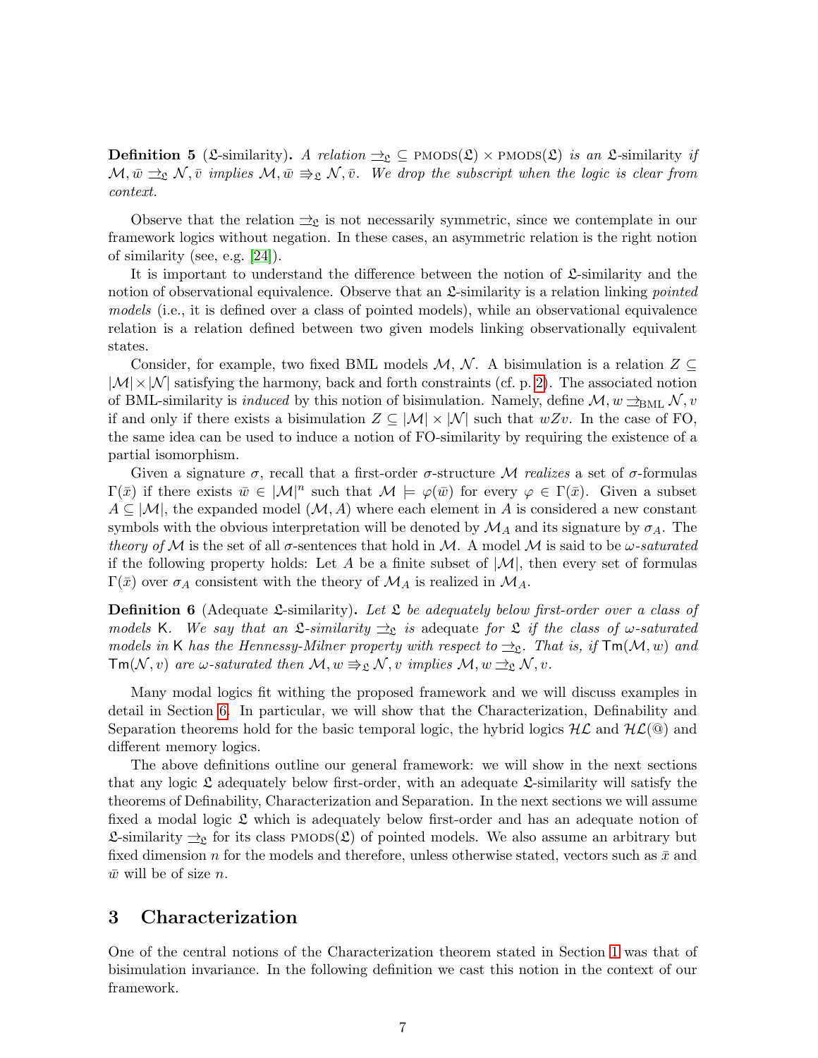**Definition 5** (𝔏-similarity)**.** *A relation $\underline{\rightarrow}_{\mathfrak{L}} \subseteq$ PMODS$(\mathfrak{L}) \times$ PMODS$(\mathfrak{L})$ is an* 𝔏-similarity *if $\mathcal{M}, \bar{w} \underline{\rightarrow}_{\mathfrak{L}} \mathcal{N}, \bar{v}$ implies $\mathcal{M}, \bar{w} \Rrightarrow_{\mathfrak{L}} \mathcal{N}, \bar{v}$. We drop the subscript when the logic is clear from context.*

Observe that the relation $\underline{\rightarrow}_{\mathfrak{L}}$ is not necessarily symmetric, since we contemplate in our framework logics without negation. In these cases, an asymmetric relation is the right notion of similarity (see, e.g. [24]).

It is important to understand the difference between the notion of 𝔏-similarity and the notion of observational equivalence. Observe that an 𝔏-similarity is a relation linking *pointed models* (i.e., it is defined over a class of pointed models), while an observational equivalence relation is a relation defined between two given models linking observationally equivalent states.

Consider, for example, two fixed BML models $\mathcal{M}$, $\mathcal{N}$. A bisimulation is a relation $Z \subseteq |\mathcal{M}| \times |\mathcal{N}|$ satisfying the harmony, back and forth constraints (cf. p. 2). The associated notion of BML-similarity is *induced* by this notion of bisimulation. Namely, define $\mathcal{M}, w \underline{\rightarrow}_{\text{BML}} \mathcal{N}, v$ if and only if there exists a bisimulation $Z \subseteq |\mathcal{M}| \times |\mathcal{N}|$ such that $wZv$. In the case of FO, the same idea can be used to induce a notion of FO-similarity by requiring the existence of a partial isomorphism.

Given a signature $\sigma$, recall that a first-order $\sigma$-structure $\mathcal{M}$ *realizes* a set of $\sigma$-formulas $\Gamma(\bar{x})$ if there exists $\bar{w} \in |\mathcal{M}|^n$ such that $\mathcal{M} \models \varphi(\bar{w})$ for every $\varphi \in \Gamma(\bar{x})$. Given a subset $A \subseteq |\mathcal{M}|$, the expanded model $(\mathcal{M}, A)$ where each element in $A$ is considered a new constant symbols with the obvious interpretation will be denoted by $\mathcal{M}_A$ and its signature by $\sigma_A$. The *theory of* $\mathcal{M}$ is the set of all $\sigma$-sentences that hold in $\mathcal{M}$. A model $\mathcal{M}$ is said to be *$\omega$-saturated* if the following property holds: Let $A$ be a finite subset of $|\mathcal{M}|$, then every set of formulas $\Gamma(\bar{x})$ over $\sigma_A$ consistent with the theory of $\mathcal{M}_A$ is realized in $\mathcal{M}_A$.

**Definition 6** (Adequate 𝔏-similarity)**.** *Let 𝔏 be adequately below first-order over a class of models* K*. We say that an 𝔏-similarity $\underline{\rightarrow}_{\mathfrak{L}}$ is* adequate *for 𝔏 if the class of $\omega$-saturated models in* K *has the Hennessy-Milner property with respect to $\underline{\rightarrow}_{\mathfrak{L}}$. That is, if $\mathsf{Tm}(\mathcal{M}, w)$ and $\mathsf{Tm}(\mathcal{N}, v)$ are $\omega$-saturated then $\mathcal{M}, w \Rrightarrow_{\mathfrak{L}} \mathcal{N}, v$ implies $\mathcal{M}, w \underline{\rightarrow}_{\mathfrak{L}} \mathcal{N}, v$.*

Many modal logics fit withing the proposed framework and we will discuss examples in detail in Section 6. In particular, we will show that the Characterization, Definability and Separation theorems hold for the basic temporal logic, the hybrid logics $\mathcal{HL}$ and $\mathcal{HL}(@)$ and different memory logics.

The above definitions outline our general framework: we will show in the next sections that any logic 𝔏 adequately below first-order, with an adequate 𝔏-similarity will satisfy the theorems of Definability, Characterization and Separation. In the next sections we will assume fixed a modal logic 𝔏 which is adequately below first-order and has an adequate notion of 𝔏-similarity $\underline{\rightarrow}_{\mathfrak{L}}$ for its class PMODS$(\mathfrak{L})$ of pointed models. We also assume an arbitrary but fixed dimension $n$ for the models and therefore, unless otherwise stated, vectors such as $\bar{x}$ and $\bar{w}$ will be of size $n$.

## 3 Characterization

One of the central notions of the Characterization theorem stated in Section 1 was that of bisimulation invariance. In the following definition we cast this notion in the context of our framework.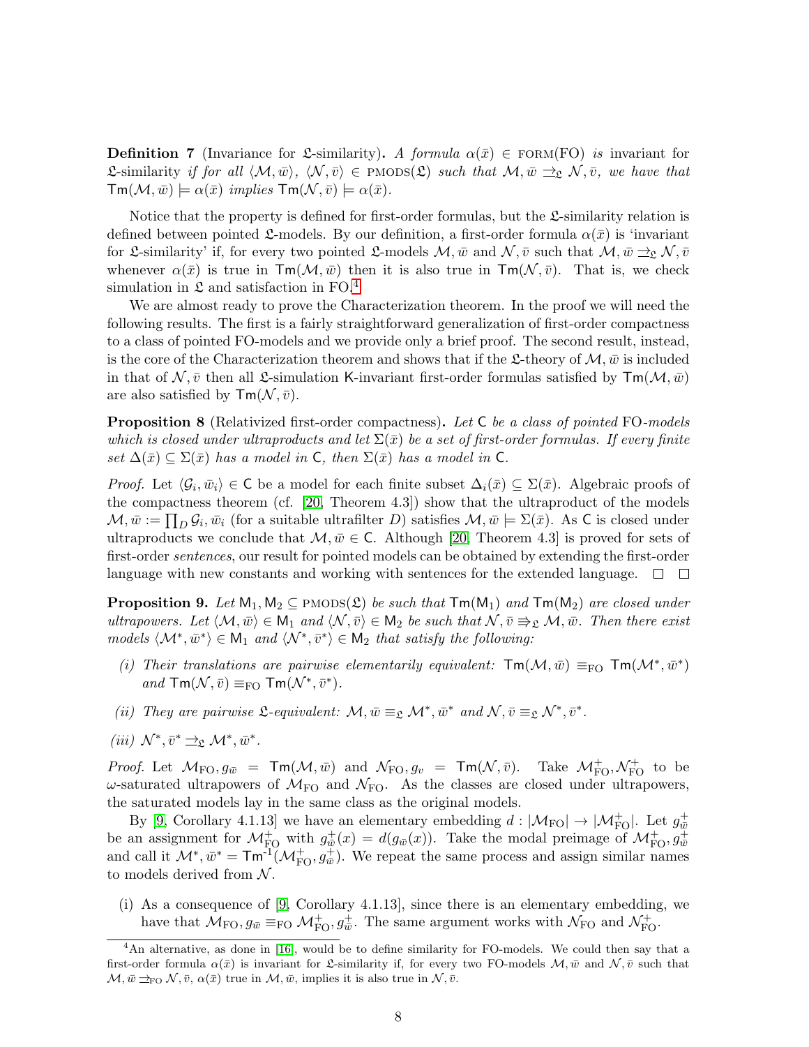**Definition 7** (Invariance for $\mathfrak{L}$-similarity)**.** *A formula $\alpha(\bar{x}) \in$ FORM(FO) is* invariant for $\mathfrak{L}$-similarity *if for all $\langle \mathcal{M}, \bar{w}\rangle$, $\langle \mathcal{N}, \bar{v}\rangle \in$ PMODS($\mathfrak{L}$) such that $\mathcal{M}, \bar{w} \rightrightarrows_{\mathfrak{L}} \mathcal{N}, \bar{v}$, we have that $\mathsf{Tm}(\mathcal{M}, \bar{w}) \models \alpha(\bar{x})$ implies $\mathsf{Tm}(\mathcal{N}, \bar{v}) \models \alpha(\bar{x})$.*

Notice that the property is defined for first-order formulas, but the $\mathfrak{L}$-similarity relation is defined between pointed $\mathfrak{L}$-models. By our definition, a first-order formula $\alpha(\bar{x})$ is 'invariant for $\mathfrak{L}$-similarity' if, for every two pointed $\mathfrak{L}$-models $\mathcal{M}, \bar{w}$ and $\mathcal{N}, \bar{v}$ such that $\mathcal{M}, \bar{w} \rightrightarrows_{\mathfrak{L}} \mathcal{N}, \bar{v}$ whenever $\alpha(\bar{x})$ is true in $\mathsf{Tm}(\mathcal{M}, \bar{w})$ then it is also true in $\mathsf{Tm}(\mathcal{N}, \bar{v})$. That is, we check simulation in $\mathfrak{L}$ and satisfaction in FO.[4]

We are almost ready to prove the Characterization theorem. In the proof we will need the following results. The first is a fairly straightforward generalization of first-order compactness to a class of pointed FO-models and we provide only a brief proof. The second result, instead, is the core of the Characterization theorem and shows that if the $\mathfrak{L}$-theory of $\mathcal{M}, \bar{w}$ is included in that of $\mathcal{N}, \bar{v}$ then all $\mathfrak{L}$-simulation K-invariant first-order formulas satisfied by $\mathsf{Tm}(\mathcal{M}, \bar{w})$ are also satisfied by $\mathsf{Tm}(\mathcal{N}, \bar{v})$.

**Proposition 8** (Relativized first-order compactness)**.** *Let $\mathsf{C}$ be a class of pointed FO-models which is closed under ultraproducts and let $\Sigma(\bar{x})$ be a set of first-order formulas. If every finite set $\Delta(\bar{x}) \subseteq \Sigma(\bar{x})$ has a model in $\mathsf{C}$, then $\Sigma(\bar{x})$ has a model in $\mathsf{C}$.*

*Proof.* Let $\langle \mathcal{G}_i, \bar{w}_i\rangle \in \mathsf{C}$ be a model for each finite subset $\Delta_i(\bar{x}) \subseteq \Sigma(\bar{x})$. Algebraic proofs of the compactness theorem (cf. [20, Theorem 4.3]) show that the ultraproduct of the models $\mathcal{M}, \bar{w} := \prod_D \mathcal{G}_i, \bar{w}_i$ (for a suitable ultrafilter $D$) satisfies $\mathcal{M}, \bar{w} \models \Sigma(\bar{x})$. As $\mathsf{C}$ is closed under ultraproducts we conclude that $\mathcal{M}, \bar{w} \in \mathsf{C}$. Although [20, Theorem 4.3] is proved for sets of first-order *sentences*, our result for pointed models can be obtained by extending the first-order language with new constants and working with sentences for the extended language. □ □

**Proposition 9.** *Let $\mathsf{M}_1, \mathsf{M}_2 \subseteq$ PMODS($\mathfrak{L}$) be such that $\mathsf{Tm}(\mathsf{M}_1)$ and $\mathsf{Tm}(\mathsf{M}_2)$ are closed under ultrapowers. Let $\langle \mathcal{M}, \bar{w}\rangle \in \mathsf{M}_1$ and $\langle \mathcal{N}, \bar{v}\rangle \in \mathsf{M}_2$ be such that $\mathcal{N}, \bar{v} \Rrightarrow_{\mathfrak{L}} \mathcal{M}, \bar{w}$. Then there exist models $\langle \mathcal{M}^*, \bar{w}^*\rangle \in \mathsf{M}_1$ and $\langle \mathcal{N}^*, \bar{v}^*\rangle \in \mathsf{M}_2$ that satisfy the following:*

*(i) Their translations are pairwise elementarily equivalent: $\mathsf{Tm}(\mathcal{M}, \bar{w}) \equiv_{\text{FO}} \mathsf{Tm}(\mathcal{M}^*, \bar{w}^*)$ and $\mathsf{Tm}(\mathcal{N}, \bar{v}) \equiv_{\text{FO}} \mathsf{Tm}(\mathcal{N}^*, \bar{v}^*)$.*

*(ii) They are pairwise $\mathfrak{L}$-equivalent: $\mathcal{M}, \bar{w} \equiv_{\mathfrak{L}} \mathcal{M}^*, \bar{w}^*$ and $\mathcal{N}, \bar{v} \equiv_{\mathfrak{L}} \mathcal{N}^*, \bar{v}^*$.*

*(iii) $\mathcal{N}^*, \bar{v}^* \rightrightarrows_{\mathfrak{L}} \mathcal{M}^*, \bar{w}^*$.*

*Proof.* Let $\mathcal{M}_{\text{FO}}, g_{\bar{w}} = \mathsf{Tm}(\mathcal{M}, \bar{w})$ and $\mathcal{N}_{\text{FO}}, g_v = \mathsf{Tm}(\mathcal{N}, \bar{v})$. Take $\mathcal{M}^+_{\text{FO}}, \mathcal{N}^+_{\text{FO}}$ to be $\omega$-saturated ultrapowers of $\mathcal{M}_{\text{FO}}$ and $\mathcal{N}_{\text{FO}}$. As the classes are closed under ultrapowers, the saturated models lay in the same class as the original models.

By [9, Corollary 4.1.13] we have an elementary embedding $d : |\mathcal{M}_{\text{FO}}| \to |\mathcal{M}^+_{\text{FO}}|$. Let $g^+_{\bar{w}}$ be an assignment for $\mathcal{M}^+_{\text{FO}}$ with $g^+_{\bar{w}}(x) = d(g_{\bar{w}}(x))$. Take the modal preimage of $\mathcal{M}^+_{\text{FO}}, g^+_{\bar{w}}$ and call it $\mathcal{M}^*, \bar{w}^* = \mathsf{Tm}^{-1}(\mathcal{M}^+_{\text{FO}}, g^+_{\bar{w}})$. We repeat the same process and assign similar names to models derived from $\mathcal{N}$.

(i) As a consequence of [9, Corollary 4.1.13], since there is an elementary embedding, we have that $\mathcal{M}_{\text{FO}}, g_{\bar{w}} \equiv_{\text{FO}} \mathcal{M}^+_{\text{FO}}, g^+_{\bar{w}}$. The same argument works with $\mathcal{N}_{\text{FO}}$ and $\mathcal{N}^+_{\text{FO}}$.

---

[4] An alternative, as done in [16], would be to define similarity for FO-models. We could then say that a first-order formula $\alpha(\bar{x})$ is invariant for $\mathfrak{L}$-similarity if, for every two FO-models $\mathcal{M}, \bar{w}$ and $\mathcal{N}, \bar{v}$ such that $\mathcal{M}, \bar{w} \rightrightarrows_{\text{FO}} \mathcal{N}, \bar{v}$, $\alpha(\bar{x})$ true in $\mathcal{M}, \bar{w}$, implies it is also true in $\mathcal{N}, \bar{v}$.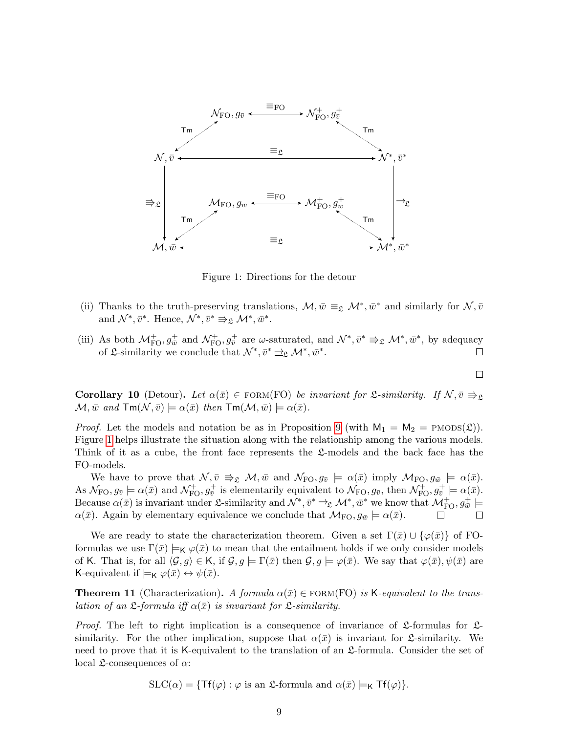Figure 1: Directions for the detour

(ii) Thanks to the truth-preserving translations, $\mathcal{M}, \bar{w} \equiv_{\mathfrak{L}} \mathcal{M}^*, \bar{w}^*$ and similarly for $\mathcal{N}, \bar{v}$ and $\mathcal{N}^*, \bar{v}^*$. Hence, $\mathcal{N}^*, \bar{v}^* \Rrightarrow_{\mathfrak{L}} \mathcal{M}^*, \bar{w}^*$.

(iii) As both $\mathcal{M}^+_{\mathrm{FO}}, g^+_{\bar{w}}$ and $\mathcal{N}^+_{\mathrm{FO}}, g^+_{\bar{v}}$ are $\omega$-saturated, and $\mathcal{N}^*, \bar{v}^* \Rrightarrow_{\mathfrak{L}} \mathcal{M}^*, \bar{w}^*$, by adequacy of $\mathfrak{L}$-similarity we conclude that $\mathcal{N}^*, \bar{v}^* \rightrightarrows_{\mathfrak{L}} \mathcal{M}^*, \bar{w}^*$. □

□

**Corollary 10** (Detour). *Let $\alpha(\bar{x}) \in \text{FORM(FO)}$ be invariant for $\mathfrak{L}$-similarity. If $\mathcal{N}, \bar{v} \Rrightarrow_{\mathfrak{L}} \mathcal{M}, \bar{w}$ and $\mathsf{Tm}(\mathcal{N}, \bar{v}) \models \alpha(\bar{x})$ then $\mathsf{Tm}(\mathcal{M}, \bar{w}) \models \alpha(\bar{x})$.*

*Proof.* Let the models and notation be as in Proposition 9 (with $\mathsf{M}_1 = \mathsf{M}_2 = \text{PMODS}(\mathfrak{L})$). Figure 1 helps illustrate the situation along with the relationship among the various models. Think of it as a cube, the front face represents the $\mathfrak{L}$-models and the back face has the FO-models.

We have to prove that $\mathcal{N}, \bar{v} \Rrightarrow_{\mathfrak{L}} \mathcal{M}, \bar{w}$ and $\mathcal{N}_{\mathrm{FO}}, g_{\bar{v}} \models \alpha(\bar{x})$ imply $\mathcal{M}_{\mathrm{FO}}, g_{\bar{w}} \models \alpha(\bar{x})$. As $\mathcal{N}_{\mathrm{FO}}, g_{\bar{v}} \models \alpha(\bar{x})$ and $\mathcal{N}^+_{\mathrm{FO}}, g^+_{\bar{v}}$ is elementarily equivalent to $\mathcal{N}_{\mathrm{FO}}, g_{\bar{v}}$, then $\mathcal{N}^+_{\mathrm{FO}}, g^+_{\bar{v}} \models \alpha(\bar{x})$. Because $\alpha(\bar{x})$ is invariant under $\mathfrak{L}$-similarity and $\mathcal{N}^*, \bar{v}^* \rightrightarrows_{\mathfrak{L}} \mathcal{M}^*, \bar{w}^*$ we know that $\mathcal{M}^+_{\mathrm{FO}}, g^+_{\bar{w}} \models \alpha(\bar{x})$. Again by elementary equivalence we conclude that $\mathcal{M}_{\mathrm{FO}}, g_{\bar{w}} \models \alpha(\bar{x})$. □ □

We are ready to state the characterization theorem. Given a set $\Gamma(\bar{x}) \cup \{\varphi(\bar{x})\}$ of FO-formulas we use $\Gamma(\bar{x}) \models_{\mathsf{K}} \varphi(\bar{x})$ to mean that the entailment holds if we only consider models of $\mathsf{K}$. That is, for all $\langle \mathcal{G}, g \rangle \in \mathsf{K}$, if $\mathcal{G}, g \models \Gamma(\bar{x})$ then $\mathcal{G}, g \models \varphi(\bar{x})$. We say that $\varphi(\bar{x}), \psi(\bar{x})$ are $\mathsf{K}$-equivalent if $\models_{\mathsf{K}} \varphi(\bar{x}) \leftrightarrow \psi(\bar{x})$.

**Theorem 11** (Characterization)**.** *A formula $\alpha(\bar{x}) \in \text{FORM(FO)}$ is $\mathsf{K}$-equivalent to the translation of an $\mathfrak{L}$-formula iff $\alpha(\bar{x})$ is invariant for $\mathfrak{L}$-similarity.*

*Proof.* The left to right implication is a consequence of invariance of $\mathfrak{L}$-formulas for $\mathfrak{L}$-similarity. For the other implication, suppose that $\alpha(\bar{x})$ is invariant for $\mathfrak{L}$-similarity. We need to prove that it is $\mathsf{K}$-equivalent to the translation of an $\mathfrak{L}$-formula. Consider the set of local $\mathfrak{L}$-consequences of $\alpha$:

$$\mathrm{SLC}(\alpha) = \{\mathsf{Tf}(\varphi) : \varphi \text{ is an } \mathfrak{L}\text{-formula and } \alpha(\bar{x}) \models_{\mathsf{K}} \mathsf{Tf}(\varphi)\}.$$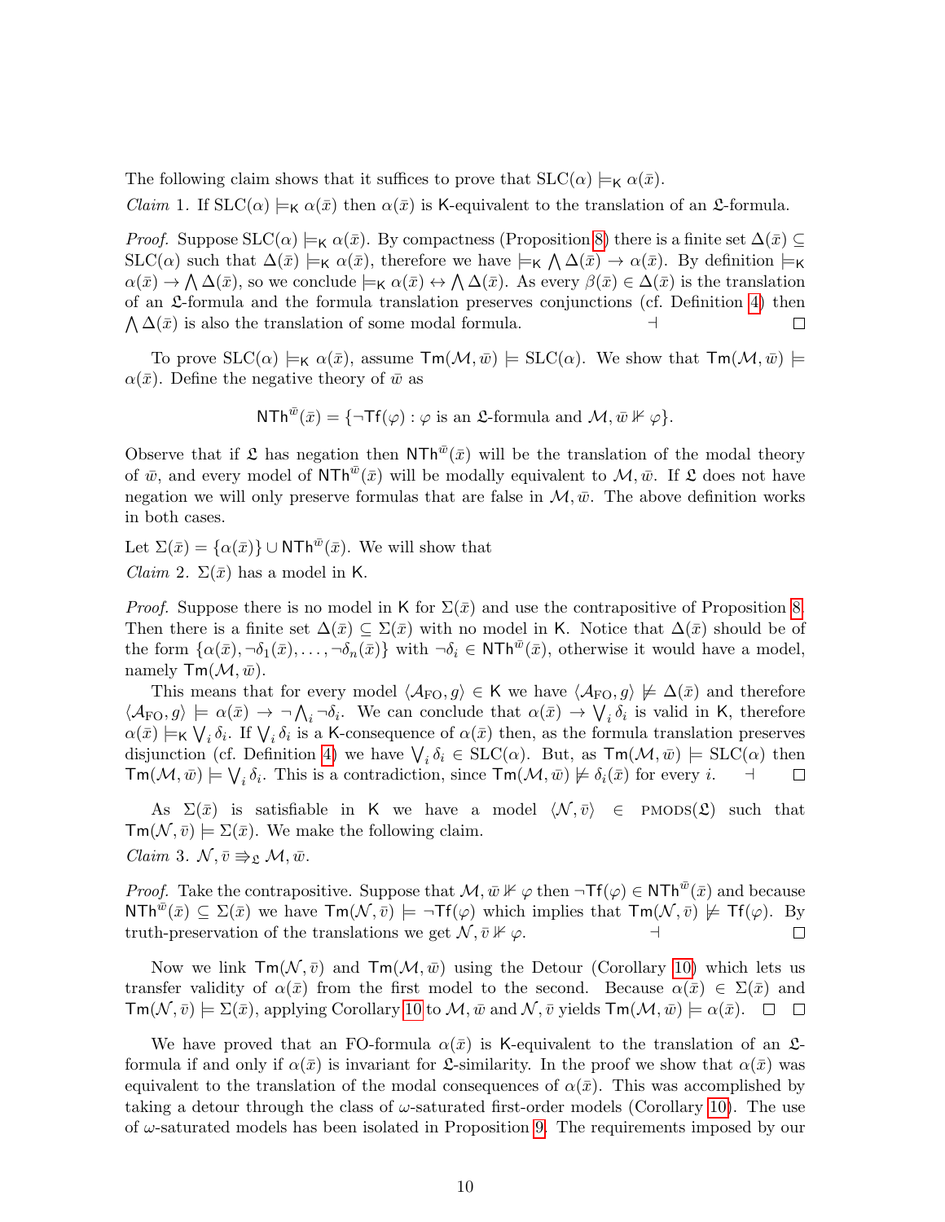The following claim shows that it suffices to prove that $\mathrm{SLC}(\alpha) \models_{\mathsf{K}} \alpha(\bar{x})$.

*Claim 1.* If $\mathrm{SLC}(\alpha) \models_{\mathsf{K}} \alpha(\bar{x})$ then $\alpha(\bar{x})$ is $\mathsf{K}$-equivalent to the translation of an $\mathfrak{L}$-formula.

*Proof.* Suppose $\mathrm{SLC}(\alpha) \models_{\mathsf{K}} \alpha(\bar{x})$. By compactness (Proposition 8) there is a finite set $\Delta(\bar{x}) \subseteq \mathrm{SLC}(\alpha)$ such that $\Delta(\bar{x}) \models_{\mathsf{K}} \alpha(\bar{x})$, therefore we have $\models_{\mathsf{K}} \bigwedge \Delta(\bar{x}) \to \alpha(\bar{x})$. By definition $\models_{\mathsf{K}} \alpha(\bar{x}) \to \bigwedge \Delta(\bar{x})$, so we conclude $\models_{\mathsf{K}} \alpha(\bar{x}) \leftrightarrow \bigwedge \Delta(\bar{x})$. As every $\beta(\bar{x}) \in \Delta(\bar{x})$ is the translation of an $\mathfrak{L}$-formula and the formula translation preserves conjunctions (cf. Definition 4) then $\bigwedge \Delta(\bar{x})$ is also the translation of some modal formula. $\dashv$ $\square$

To prove $\mathrm{SLC}(\alpha) \models_{\mathsf{K}} \alpha(\bar{x})$, assume $\mathsf{Tm}(\mathcal{M}, \bar{w}) \models \mathrm{SLC}(\alpha)$. We show that $\mathsf{Tm}(\mathcal{M}, \bar{w}) \models \alpha(\bar{x})$. Define the negative theory of $\bar{w}$ as

$$\mathsf{NTh}^{\bar{w}}(\bar{x}) = \{\neg \mathsf{Tf}(\varphi) : \varphi \text{ is an } \mathfrak{L}\text{-formula and } \mathcal{M}, \bar{w} \nVdash \varphi\}.$$

Observe that if $\mathfrak{L}$ has negation then $\mathsf{NTh}^{\bar{w}}(\bar{x})$ will be the translation of the modal theory of $\bar{w}$, and every model of $\mathsf{NTh}^{\bar{w}}(\bar{x})$ will be modally equivalent to $\mathcal{M}, \bar{w}$. If $\mathfrak{L}$ does not have negation we will only preserve formulas that are false in $\mathcal{M}, \bar{w}$. The above definition works in both cases.

Let $\Sigma(\bar{x}) = \{\alpha(\bar{x})\} \cup \mathsf{NTh}^{\bar{w}}(\bar{x})$. We will show that

*Claim 2.* $\Sigma(\bar{x})$ has a model in $\mathsf{K}$.

*Proof.* Suppose there is no model in $\mathsf{K}$ for $\Sigma(\bar{x})$ and use the contrapositive of Proposition 8. Then there is a finite set $\Delta(\bar{x}) \subseteq \Sigma(\bar{x})$ with no model in $\mathsf{K}$. Notice that $\Delta(\bar{x})$ should be of the form $\{\alpha(\bar{x}), \neg\delta_1(\bar{x}), \ldots, \neg\delta_n(\bar{x})\}$ with $\neg\delta_i \in \mathsf{NTh}^{\bar{w}}(\bar{x})$, otherwise it would have a model, namely $\mathsf{Tm}(\mathcal{M}, \bar{w})$.

This means that for every model $\langle \mathcal{A}_{\mathrm{FO}}, g\rangle \in \mathsf{K}$ we have $\langle \mathcal{A}_{\mathrm{FO}}, g\rangle \not\models \Delta(\bar{x})$ and therefore $\langle \mathcal{A}_{\mathrm{FO}}, g\rangle \models \alpha(\bar{x}) \to \neg \bigwedge_i \neg\delta_i$. We can conclude that $\alpha(\bar{x}) \to \bigvee_i \delta_i$ is valid in $\mathsf{K}$, therefore $\alpha(\bar{x}) \models_{\mathsf{K}} \bigvee_i \delta_i$. If $\bigvee_i \delta_i$ is a $\mathsf{K}$-consequence of $\alpha(\bar{x})$ then, as the formula translation preserves disjunction (cf. Definition 4) we have $\bigvee_i \delta_i \in \mathrm{SLC}(\alpha)$. But, as $\mathsf{Tm}(\mathcal{M}, \bar{w}) \models \mathrm{SLC}(\alpha)$ then $\mathsf{Tm}(\mathcal{M}, \bar{w}) \models \bigvee_i \delta_i$. This is a contradiction, since $\mathsf{Tm}(\mathcal{M}, \bar{w}) \not\models \delta_i(\bar{x})$ for every $i$. $\dashv$ $\square$

As $\Sigma(\bar{x})$ is satisfiable in $\mathsf{K}$ we have a model $\langle \mathcal{N}, \bar{v}\rangle \in \mathrm{PMODS}(\mathfrak{L})$ such that $\mathsf{Tm}(\mathcal{N}, \bar{v}) \models \Sigma(\bar{x})$. We make the following claim.

*Claim 3.* $\mathcal{N}, \bar{v} \Rrightarrow_{\mathfrak{L}} \mathcal{M}, \bar{w}$.

*Proof.* Take the contrapositive. Suppose that $\mathcal{M}, \bar{w} \nVdash \varphi$ then $\neg\mathsf{Tf}(\varphi) \in \mathsf{NTh}^{\bar{w}}(\bar{x})$ and because $\mathsf{NTh}^{\bar{w}}(\bar{x}) \subseteq \Sigma(\bar{x})$ we have $\mathsf{Tm}(\mathcal{N}, \bar{v}) \models \neg\mathsf{Tf}(\varphi)$ which implies that $\mathsf{Tm}(\mathcal{N}, \bar{v}) \not\models \mathsf{Tf}(\varphi)$. By truth-preservation of the translations we get $\mathcal{N}, \bar{v} \nVdash \varphi$. $\dashv$ $\square$

Now we link $\mathsf{Tm}(\mathcal{N}, \bar{v})$ and $\mathsf{Tm}(\mathcal{M}, \bar{w})$ using the Detour (Corollary 10) which lets us transfer validity of $\alpha(\bar{x})$ from the first model to the second. Because $\alpha(\bar{x}) \in \Sigma(\bar{x})$ and $\mathsf{Tm}(\mathcal{N}, \bar{v}) \models \Sigma(\bar{x})$, applying Corollary 10 to $\mathcal{M}, \bar{w}$ and $\mathcal{N}, \bar{v}$ yields $\mathsf{Tm}(\mathcal{M}, \bar{w}) \models \alpha(\bar{x})$. $\square$ $\square$

We have proved that an FO-formula $\alpha(\bar{x})$ is $\mathsf{K}$-equivalent to the translation of an $\mathfrak{L}$-formula if and only if $\alpha(\bar{x})$ is invariant for $\mathfrak{L}$-similarity. In the proof we show that $\alpha(\bar{x})$ was equivalent to the translation of the modal consequences of $\alpha(\bar{x})$. This was accomplished by taking a detour through the class of $\omega$-saturated first-order models (Corollary 10). The use of $\omega$-saturated models has been isolated in Proposition 9. The requirements imposed by our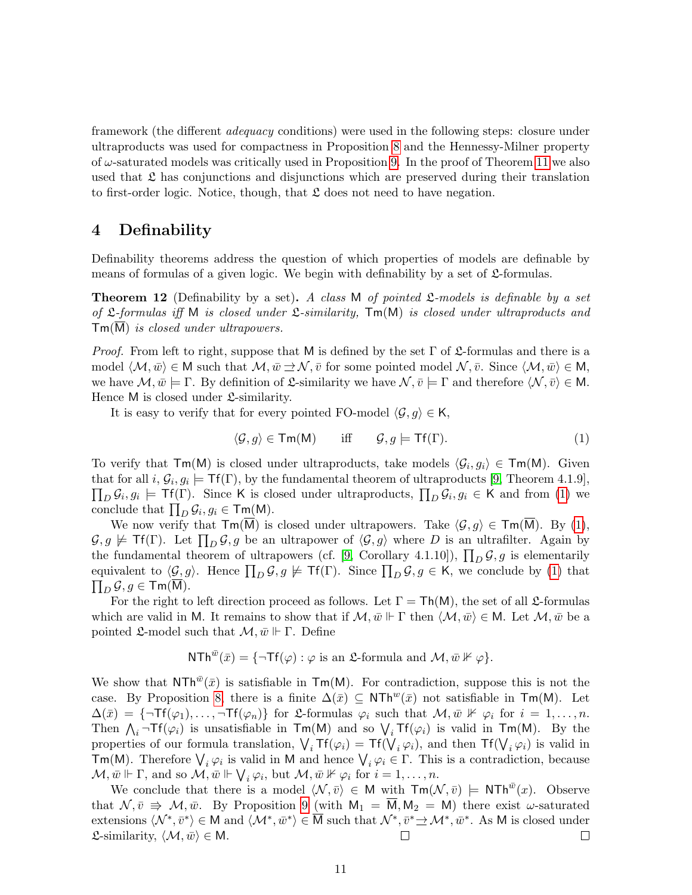framework (the different *adequacy* conditions) were used in the following steps: closure under ultraproducts was used for compactness in Proposition 8 and the Hennessy-Milner property of $\omega$-saturated models was critically used in Proposition 9. In the proof of Theorem 11 we also used that $\mathfrak{L}$ has conjunctions and disjunctions which are preserved during their translation to first-order logic. Notice, though, that $\mathfrak{L}$ does not need to have negation.

## 4 Definability

Definability theorems address the question of which properties of models are definable by means of formulas of a given logic. We begin with definability by a set of $\mathfrak{L}$-formulas.

**Theorem 12** (Definability by a set)**.** *A class* $\mathsf{M}$ *of pointed* $\mathfrak{L}$*-models is definable by a set of* $\mathfrak{L}$*-formulas iff* $\mathsf{M}$ *is closed under* $\mathfrak{L}$*-similarity,* $\mathsf{Tm}(\mathsf{M})$ *is closed under ultraproducts and* $\mathsf{Tm}(\overline{\mathsf{M}})$ *is closed under ultrapowers.*

*Proof.* From left to right, suppose that $\mathsf{M}$ is defined by the set $\Gamma$ of $\mathfrak{L}$-formulas and there is a model $\langle \mathcal{M}, \bar{w}\rangle \in \mathsf{M}$ such that $\mathcal{M}, \bar{w} \rightrightarrows \mathcal{N}, \bar{v}$ for some pointed model $\mathcal{N}, \bar{v}$. Since $\langle \mathcal{M}, \bar{w}\rangle \in \mathsf{M}$, we have $\mathcal{M}, \bar{w} \models \Gamma$. By definition of $\mathfrak{L}$-similarity we have $\mathcal{N}, \bar{v} \models \Gamma$ and therefore $\langle \mathcal{N}, \bar{v}\rangle \in \mathsf{M}$. Hence $\mathsf{M}$ is closed under $\mathfrak{L}$-similarity.

It is easy to verify that for every pointed FO-model $\langle \mathcal{G}, g\rangle \in \mathsf{K}$,

$$\langle \mathcal{G}, g\rangle \in \mathsf{Tm}(\mathsf{M}) \qquad \text{iff} \qquad \mathcal{G}, g \models \mathsf{Tf}(\Gamma). \tag{1}$$

To verify that $\mathsf{Tm}(\mathsf{M})$ is closed under ultraproducts, take models $\langle \mathcal{G}_i, g_i\rangle \in \mathsf{Tm}(\mathsf{M})$. Given that for all $i$, $\mathcal{G}_i, g_i \models \mathsf{Tf}(\Gamma)$, by the fundamental theorem of ultraproducts [9, Theorem 4.1.9], $\prod_D \mathcal{G}_i, g_i \models \mathsf{Tf}(\Gamma)$. Since $\mathsf{K}$ is closed under ultraproducts, $\prod_D \mathcal{G}_i, g_i \in \mathsf{K}$ and from (1) we conclude that $\prod_D \mathcal{G}_i, g_i \in \mathsf{Tm}(\mathsf{M})$.

We now verify that $\mathsf{Tm}(\overline{\mathsf{M}})$ is closed under ultrapowers. Take $\langle \mathcal{G}, g\rangle \in \mathsf{Tm}(\overline{\mathsf{M}})$. By (1), $\mathcal{G}, g \not\models \mathsf{Tf}(\Gamma)$. Let $\prod_D \mathcal{G}, g$ be an ultrapower of $\langle \mathcal{G}, g\rangle$ where $D$ is an ultrafilter. Again by the fundamental theorem of ultrapowers (cf. [9, Corollary 4.1.10]), $\prod_D \mathcal{G}, g$ is elementarily equivalent to $\langle \mathcal{G}, g\rangle$. Hence $\prod_D \mathcal{G}, g \not\models \mathsf{Tf}(\Gamma)$. Since $\prod_D \mathcal{G}, g \in \mathsf{K}$, we conclude by (1) that $\prod_D \mathcal{G}, g \in \mathsf{Tm}(\overline{\mathsf{M}})$.

For the right to left direction proceed as follows. Let $\Gamma = \mathsf{Th}(\mathsf{M})$, the set of all $\mathfrak{L}$-formulas which are valid in $\mathsf{M}$. It remains to show that if $\mathcal{M}, \bar{w} \Vdash \Gamma$ then $\langle \mathcal{M}, \bar{w}\rangle \in \mathsf{M}$. Let $\mathcal{M}, \bar{w}$ be a pointed $\mathfrak{L}$-model such that $\mathcal{M}, \bar{w} \Vdash \Gamma$. Define

$$\mathsf{NTh}^{\bar{w}}(\bar{x}) = \{\neg\mathsf{Tf}(\varphi) : \varphi \text{ is an } \mathfrak{L}\text{-formula and } \mathcal{M}, \bar{w} \nVdash \varphi\}.$$

We show that $\mathsf{NTh}^{\bar{w}}(\bar{x})$ is satisfiable in $\mathsf{Tm}(\mathsf{M})$. For contradiction, suppose this is not the case. By Proposition 8, there is a finite $\Delta(\bar{x}) \subseteq \mathsf{NTh}^{w}(\bar{x})$ not satisfiable in $\mathsf{Tm}(\mathsf{M})$. Let $\Delta(\bar{x}) = \{\neg\mathsf{Tf}(\varphi_1), \ldots, \neg\mathsf{Tf}(\varphi_n)\}$ for $\mathfrak{L}$-formulas $\varphi_i$ such that $\mathcal{M}, \bar{w} \nVdash \varphi_i$ for $i = 1, \ldots, n$. Then $\bigwedge_i \neg\mathsf{Tf}(\varphi_i)$ is unsatisfiable in $\mathsf{Tm}(\mathsf{M})$ and so $\bigvee_i \mathsf{Tf}(\varphi_i)$ is valid in $\mathsf{Tm}(\mathsf{M})$. By the properties of our formula translation, $\bigvee_i \mathsf{Tf}(\varphi_i) = \mathsf{Tf}(\bigvee_i \varphi_i)$, and then $\mathsf{Tf}(\bigvee_i \varphi_i)$ is valid in $\mathsf{Tm}(\mathsf{M})$. Therefore $\bigvee_i \varphi_i$ is valid in $\mathsf{M}$ and hence $\bigvee_i \varphi_i \in \Gamma$. This is a contradiction, because $\mathcal{M}, \bar{w} \Vdash \Gamma$, and so $\mathcal{M}, \bar{w} \Vdash \bigvee_i \varphi_i$, but $\mathcal{M}, \bar{w} \nVdash \varphi_i$ for $i = 1, \ldots, n$.

We conclude that there is a model $\langle \mathcal{N}, \bar{v}\rangle \in \mathsf{M}$ with $\mathsf{Tm}(\mathcal{N}, \bar{v}) \models \mathsf{NTh}^{\bar{w}}(x)$. Observe that $\mathcal{N}, \bar{v} \Rrightarrow \mathcal{M}, \bar{w}$. By Proposition 9 (with $\mathsf{M}_1 = \overline{\mathsf{M}}, \mathsf{M}_2 = \mathsf{M}$) there exist $\omega$-saturated extensions $\langle \mathcal{N}^*, \bar{v}^*\rangle \in \mathsf{M}$ and $\langle \mathcal{M}^*, \bar{w}^*\rangle \in \overline{\mathsf{M}}$ such that $\mathcal{N}^*, \bar{v}^* \rightrightarrows \mathcal{M}^*, \bar{w}^*$. As $\mathsf{M}$ is closed under $\mathfrak{L}$-similarity, $\langle \mathcal{M}, \bar{w}\rangle \in \mathsf{M}$. $\square$ $\square$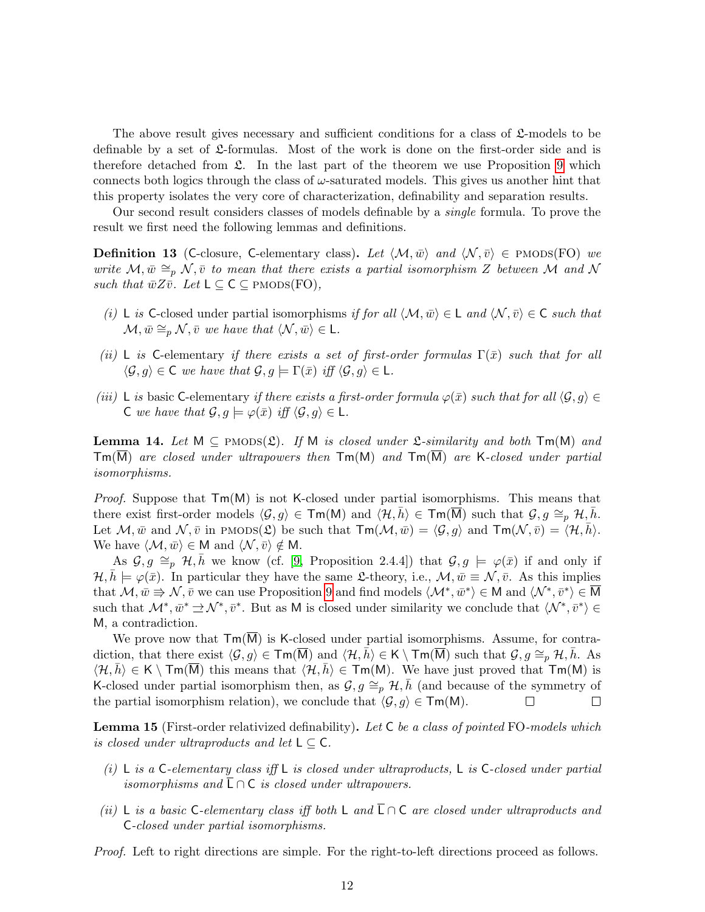The above result gives necessary and sufficient conditions for a class of $\mathfrak{L}$-models to be definable by a set of $\mathfrak{L}$-formulas. Most of the work is done on the first-order side and is therefore detached from $\mathfrak{L}$. In the last part of the theorem we use Proposition 9 which connects both logics through the class of $\omega$-saturated models. This gives us another hint that this property isolates the very core of characterization, definability and separation results.

Our second result considers classes of models definable by a *single* formula. To prove the result we first need the following lemmas and definitions.

**Definition 13** ($\mathsf{C}$-closure, $\mathsf{C}$-elementary class)**.** *Let $\langle \mathcal{M}, \bar{w}\rangle$ and $\langle \mathcal{N}, \bar{v}\rangle \in$ PMODS(FO) we write $\mathcal{M}, \bar{w} \cong_p \mathcal{N}, \bar{v}$ to mean that there exists a partial isomorphism $Z$ between $\mathcal{M}$ and $\mathcal{N}$ such that $\bar{w} Z \bar{v}$. Let $\mathsf{L} \subseteq \mathsf{C} \subseteq$ PMODS(FO),*

*(i) $\mathsf{L}$ is* $\mathsf{C}$-closed under partial isomorphisms *if for all $\langle \mathcal{M}, \bar{w}\rangle \in \mathsf{L}$ and $\langle \mathcal{N}, \bar{v}\rangle \in \mathsf{C}$ such that $\mathcal{M}, \bar{w} \cong_p \mathcal{N}, \bar{v}$ we have that $\langle \mathcal{N}, \bar{w}\rangle \in \mathsf{L}$.*

*(ii) $\mathsf{L}$ is* $\mathsf{C}$-elementary *if there exists a set of first-order formulas $\Gamma(\bar{x})$ such that for all $\langle \mathcal{G}, g\rangle \in \mathsf{C}$ we have that $\mathcal{G}, g \models \Gamma(\bar{x})$ iff $\langle \mathcal{G}, g\rangle \in \mathsf{L}$.*

*(iii) $\mathsf{L}$ is* basic $\mathsf{C}$-elementary *if there exists a first-order formula $\varphi(\bar{x})$ such that for all $\langle \mathcal{G}, g\rangle \in \mathsf{C}$ we have that $\mathcal{G}, g \models \varphi(\bar{x})$ iff $\langle \mathcal{G}, g\rangle \in \mathsf{L}$.*

**Lemma 14.** *Let $\mathsf{M} \subseteq$ PMODS($\mathfrak{L}$). If $\mathsf{M}$ is closed under $\mathfrak{L}$-similarity and both $\mathsf{Tm}(\mathsf{M})$ and $\mathsf{Tm}(\overline{\mathsf{M}})$ are closed under ultrapowers then $\mathsf{Tm}(\mathsf{M})$ and $\mathsf{Tm}(\overline{\mathsf{M}})$ are $\mathsf{K}$-closed under partial isomorphisms.*

*Proof.* Suppose that $\mathsf{Tm}(\mathsf{M})$ is not $\mathsf{K}$-closed under partial isomorphisms. This means that there exist first-order models $\langle \mathcal{G}, g\rangle \in \mathsf{Tm}(\mathsf{M})$ and $\langle \mathcal{H}, \bar{h}\rangle \in \mathsf{Tm}(\overline{\mathsf{M}})$ such that $\mathcal{G}, g \cong_p \mathcal{H}, \bar{h}$. Let $\mathcal{M}, \bar{w}$ and $\mathcal{N}, \bar{v}$ in PMODS($\mathfrak{L}$) be such that $\mathsf{Tm}(\mathcal{M}, \bar{w}) = \langle \mathcal{G}, g\rangle$ and $\mathsf{Tm}(\mathcal{N}, \bar{v}) = \langle \mathcal{H}, \bar{h}\rangle$. We have $\langle \mathcal{M}, \bar{w}\rangle \in \mathsf{M}$ and $\langle \mathcal{N}, \bar{v}\rangle \notin \mathsf{M}$.

As $\mathcal{G}, g \cong_p \mathcal{H}, \bar{h}$ we know (cf. [9, Proposition 2.4.4]) that $\mathcal{G}, g \models \varphi(\bar{x})$ if and only if $\mathcal{H}, \bar{h} \models \varphi(\bar{x})$. In particular they have the same $\mathfrak{L}$-theory, i.e., $\mathcal{M}, \bar{w} \equiv \mathcal{N}, \bar{v}$. As this implies that $\mathcal{M}, \bar{w} \Rrightarrow \mathcal{N}, \bar{v}$ we can use Proposition 9 and find models $\langle \mathcal{M}^*, \bar{w}^*\rangle \in \mathsf{M}$ and $\langle \mathcal{N}^*, \bar{v}^*\rangle \in \overline{\mathsf{M}}$ such that $\mathcal{M}^*, \bar{w}^* \rightleftarrows \mathcal{N}^*, \bar{v}^*$. But as $\mathsf{M}$ is closed under similarity we conclude that $\langle \mathcal{N}^*, \bar{v}^*\rangle \in \mathsf{M}$, a contradiction.

We prove now that $\mathsf{Tm}(\overline{\mathsf{M}})$ is $\mathsf{K}$-closed under partial isomorphisms. Assume, for contradiction, that there exist $\langle \mathcal{G}, g\rangle \in \mathsf{Tm}(\overline{\mathsf{M}})$ and $\langle \mathcal{H}, \bar{h}\rangle \in \mathsf{K} \setminus \mathsf{Tm}(\overline{\mathsf{M}})$ such that $\mathcal{G}, g \cong_p \mathcal{H}, \bar{h}$. As $\langle \mathcal{H}, \bar{h}\rangle \in \mathsf{K} \setminus \mathsf{Tm}(\overline{\mathsf{M}})$ this means that $\langle \mathcal{H}, \bar{h}\rangle \in \mathsf{Tm}(\mathsf{M})$. We have just proved that $\mathsf{Tm}(\mathsf{M})$ is $\mathsf{K}$-closed under partial isomorphism then, as $\mathcal{G}, g \cong_p \mathcal{H}, \bar{h}$ (and because of the symmetry of the partial isomorphism relation), we conclude that $\langle \mathcal{G}, g\rangle \in \mathsf{Tm}(\mathsf{M})$. □ □

**Lemma 15** (First-order relativized definability)**.** *Let $\mathsf{C}$ be a class of pointed FO-models which is closed under ultraproducts and let $\mathsf{L} \subseteq \mathsf{C}$.*

*(i) $\mathsf{L}$ is a $\mathsf{C}$-elementary class iff $\mathsf{L}$ is closed under ultraproducts, $\mathsf{L}$ is $\mathsf{C}$-closed under partial isomorphisms and $\overline{\mathsf{L}} \cap \mathsf{C}$ is closed under ultrapowers.*

*(ii) $\mathsf{L}$ is a basic $\mathsf{C}$-elementary class iff both $\mathsf{L}$ and $\overline{\mathsf{L}} \cap \mathsf{C}$ are closed under ultraproducts and $\mathsf{C}$-closed under partial isomorphisms.*

*Proof.* Left to right directions are simple. For the right-to-left directions proceed as follows.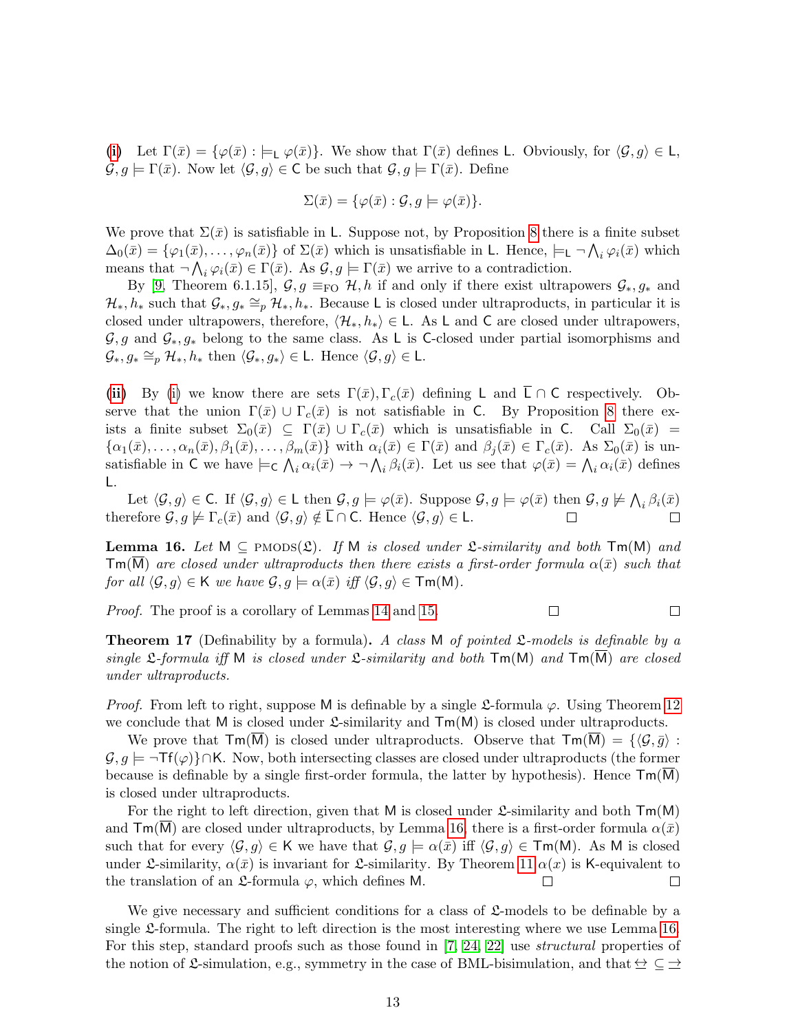(i) Let $\Gamma(\bar{x}) = \{\varphi(\bar{x}) : \models_{\mathsf{L}} \varphi(\bar{x})\}$. We show that $\Gamma(\bar{x})$ defines $\mathsf{L}$. Obviously, for $\langle \mathcal{G}, g\rangle \in \mathsf{L}$, $\mathcal{G}, g \models \Gamma(\bar{x})$. Now let $\langle \mathcal{G}, g\rangle \in \mathsf{C}$ be such that $\mathcal{G}, g \models \Gamma(\bar{x})$. Define

$$\Sigma(\bar{x}) = \{\varphi(\bar{x}) : \mathcal{G}, g \models \varphi(\bar{x})\}.$$

We prove that $\Sigma(\bar{x})$ is satisfiable in $\mathsf{L}$. Suppose not, by Proposition 8 there is a finite subset $\Delta_0(\bar{x}) = \{\varphi_1(\bar{x}), \ldots, \varphi_n(\bar{x})\}$ of $\Sigma(\bar{x})$ which is unsatisfiable in $\mathsf{L}$. Hence, $\models_{\mathsf{L}} \neg \bigwedge_i \varphi_i(\bar{x})$ which means that $\neg \bigwedge_i \varphi_i(\bar{x}) \in \Gamma(\bar{x})$. As $\mathcal{G}, g \models \Gamma(\bar{x})$ we arrive to a contradiction.

By [9, Theorem 6.1.15], $\mathcal{G}, g \equiv_{\mathrm{FO}} \mathcal{H}, h$ if and only if there exist ultrapowers $\mathcal{G}_*, g_*$ and $\mathcal{H}_*, h_*$ such that $\mathcal{G}_*, g_* \cong_p \mathcal{H}_*, h_*$. Because $\mathsf{L}$ is closed under ultraproducts, in particular it is closed under ultrapowers, therefore, $\langle \mathcal{H}_*, h_*\rangle \in \mathsf{L}$. As $\mathsf{L}$ and $\mathsf{C}$ are closed under ultrapowers, $\mathcal{G}, g$ and $\mathcal{G}_*, g_*$ belong to the same class. As $\mathsf{L}$ is $\mathsf{C}$-closed under partial isomorphisms and $\mathcal{G}_*, g_* \cong_p \mathcal{H}_*, h_*$ then $\langle \mathcal{G}_*, g_*\rangle \in \mathsf{L}$. Hence $\langle \mathcal{G}, g\rangle \in \mathsf{L}$.

**(ii)** By (i) we know there are sets $\Gamma(\bar{x}), \Gamma_c(\bar{x})$ defining $\mathsf{L}$ and $\overline{\mathsf{L}} \cap \mathsf{C}$ respectively. Observe that the union $\Gamma(\bar{x}) \cup \Gamma_c(\bar{x})$ is not satisfiable in $\mathsf{C}$. By Proposition 8 there exists a finite subset $\Sigma_0(\bar{x}) \subseteq \Gamma(\bar{x}) \cup \Gamma_c(\bar{x})$ which is unsatisfiable in $\mathsf{C}$. Call $\Sigma_0(\bar{x}) = \{\alpha_1(\bar{x}), \ldots, \alpha_n(\bar{x}), \beta_1(\bar{x}), \ldots, \beta_m(\bar{x})\}$ with $\alpha_i(\bar{x}) \in \Gamma(\bar{x})$ and $\beta_j(\bar{x}) \in \Gamma_c(\bar{x})$. As $\Sigma_0(\bar{x})$ is unsatisfiable in $\mathsf{C}$ we have $\models_{\mathsf{C}} \bigwedge_i \alpha_i(\bar{x}) \rightarrow \neg \bigwedge_i \beta_i(\bar{x})$. Let us see that $\varphi(\bar{x}) = \bigwedge_i \alpha_i(\bar{x})$ defines $\mathsf{L}$.

Let $\langle \mathcal{G}, g\rangle \in \mathsf{C}$. If $\langle \mathcal{G}, g\rangle \in \mathsf{L}$ then $\mathcal{G}, g \models \varphi(\bar{x})$. Suppose $\mathcal{G}, g \models \varphi(\bar{x})$ then $\mathcal{G}, g \not\models \bigwedge_i \beta_i(\bar{x})$ therefore $\mathcal{G}, g \not\models \Gamma_c(\bar{x})$ and $\langle \mathcal{G}, g\rangle \notin \overline{\mathsf{L}} \cap \mathsf{C}$. Hence $\langle \mathcal{G}, g\rangle \in \mathsf{L}$. □ □

**Lemma 16.** *Let $\mathsf{M} \subseteq \text{PMODS}(\mathfrak{L})$. If $\mathsf{M}$ is closed under $\mathfrak{L}$-similarity and both $\mathsf{Tm}(\mathsf{M})$ and $\mathsf{Tm}(\overline{\mathsf{M}})$ are closed under ultraproducts then there exists a first-order formula $\alpha(\bar{x})$ such that for all $\langle \mathcal{G}, g\rangle \in \mathsf{K}$ we have $\mathcal{G}, g \models \alpha(\bar{x})$ iff $\langle \mathcal{G}, g\rangle \in \mathsf{Tm}(\mathsf{M})$.*

*Proof.* The proof is a corollary of Lemmas 14 and 15. □ □

**Theorem 17** (Definability by a formula)**.** *A class $\mathsf{M}$ of pointed $\mathfrak{L}$-models is definable by a single $\mathfrak{L}$-formula iff $\mathsf{M}$ is closed under $\mathfrak{L}$-similarity and both $\mathsf{Tm}(\mathsf{M})$ and $\mathsf{Tm}(\overline{\mathsf{M}})$ are closed under ultraproducts.*

*Proof.* From left to right, suppose $\mathsf{M}$ is definable by a single $\mathfrak{L}$-formula $\varphi$. Using Theorem 12 we conclude that $\mathsf{M}$ is closed under $\mathfrak{L}$-similarity and $\mathsf{Tm}(\mathsf{M})$ is closed under ultraproducts.

We prove that $\mathsf{Tm}(\overline{\mathsf{M}})$ is closed under ultraproducts. Observe that $\mathsf{Tm}(\overline{\mathsf{M}}) = \{\langle \mathcal{G}, \bar{g}\rangle : \mathcal{G}, g \models \neg \mathsf{Tf}(\varphi)\} \cap \mathsf{K}$. Now, both intersecting classes are closed under ultraproducts (the former because is definable by a single first-order formula, the latter by hypothesis). Hence $\mathsf{Tm}(\overline{\mathsf{M}})$ is closed under ultraproducts.

For the right to left direction, given that $\mathsf{M}$ is closed under $\mathfrak{L}$-similarity and both $\mathsf{Tm}(\mathsf{M})$ and $\mathsf{Tm}(\overline{\mathsf{M}})$ are closed under ultraproducts, by Lemma 16, there is a first-order formula $\alpha(\bar{x})$ such that for every $\langle \mathcal{G}, g\rangle \in \mathsf{K}$ we have that $\mathcal{G}, g \models \alpha(\bar{x})$ iff $\langle \mathcal{G}, g\rangle \in \mathsf{Tm}(\mathsf{M})$. As $\mathsf{M}$ is closed under $\mathfrak{L}$-similarity, $\alpha(\bar{x})$ is invariant for $\mathfrak{L}$-similarity. By Theorem 11 $\alpha(x)$ is $\mathsf{K}$-equivalent to the translation of an $\mathfrak{L}$-formula $\varphi$, which defines $\mathsf{M}$. □ □

We give necessary and sufficient conditions for a class of $\mathfrak{L}$-models to be definable by a single $\mathfrak{L}$-formula. The right to left direction is the most interesting where we use Lemma 16. For this step, standard proofs such as those found in [7, 24, 22] use *structural* properties of the notion of $\mathfrak{L}$-simulation, e.g., symmetry in the case of BML-bisimulation, and that $\leftrightarroweq\ \subseteq\ \rightrightarrows$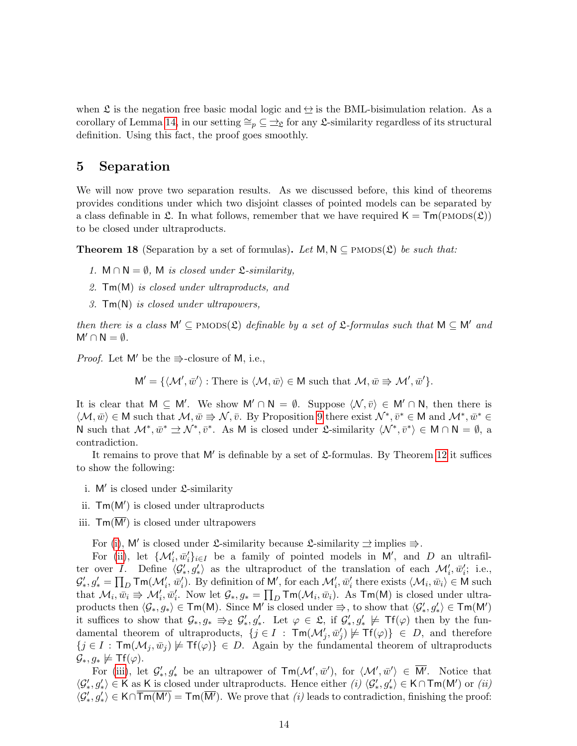when $\mathfrak{L}$ is the negation free basic modal logic and $\leftrightarrow$ is the BML-bisimulation relation. As a corollary of Lemma 14, in our setting $\cong_p \subseteq \rightrightarrows_{\mathfrak{L}}$ for any $\mathfrak{L}$-similarity regardless of its structural definition. Using this fact, the proof goes smoothly.

# 5 Separation

We will now prove two separation results. As we discussed before, this kind of theorems provides conditions under which two disjoint classes of pointed models can be separated by a class definable in $\mathfrak{L}$. In what follows, remember that we have required $\mathsf{K} = \mathsf{Tm}(\textsc{pmods}(\mathfrak{L}))$ to be closed under ultraproducts.

**Theorem 18** (Separation by a set of formulas)**.** *Let $\mathsf{M}, \mathsf{N} \subseteq \textsc{pmods}(\mathfrak{L})$ be such that:*

1. *$\mathsf{M} \cap \mathsf{N} = \emptyset$, $\mathsf{M}$ is closed under $\mathfrak{L}$-similarity,*
2. *$\mathsf{Tm}(\mathsf{M})$ is closed under ultraproducts, and*
3. *$\mathsf{Tm}(\mathsf{N})$ is closed under ultrapowers,*

*then there is a class $\mathsf{M}' \subseteq \textsc{pmods}(\mathfrak{L})$ definable by a set of $\mathfrak{L}$-formulas such that $\mathsf{M} \subseteq \mathsf{M}'$ and $\mathsf{M}' \cap \mathsf{N} = \emptyset$.*

*Proof.* Let $\mathsf{M}'$ be the $\Rrightarrow$-closure of $\mathsf{M}$, i.e.,

$$\mathsf{M}' = \{\langle \mathcal{M}', \bar{w}' \rangle : \text{There is } \langle \mathcal{M}, \bar{w} \rangle \in \mathsf{M} \text{ such that } \mathcal{M}, \bar{w} \Rrightarrow \mathcal{M}', \bar{w}'\}.$$

It is clear that $\mathsf{M} \subseteq \mathsf{M}'$. We show $\mathsf{M}' \cap \mathsf{N} = \emptyset$. Suppose $\langle \mathcal{N}, \bar{v} \rangle \in \mathsf{M}' \cap \mathsf{N}$, then there is $\langle \mathcal{M}, \bar{w} \rangle \in \mathsf{M}$ such that $\mathcal{M}, \bar{w} \Rrightarrow \mathcal{N}, \bar{v}$. By Proposition 9 there exist $\mathcal{N}^*, \bar{v}^* \in \mathsf{M}$ and $\mathcal{M}^*, \bar{w}^* \in \mathsf{N}$ such that $\mathcal{M}^*, \bar{w}^* \rightrightarrows \mathcal{N}^*, \bar{v}^*$. As $\mathsf{M}$ is closed under $\mathfrak{L}$-similarity $\langle \mathcal{N}^*, \bar{v}^* \rangle \in \mathsf{M} \cap \mathsf{N} = \emptyset$, a contradiction.

It remains to prove that $\mathsf{M}'$ is definable by a set of $\mathfrak{L}$-formulas. By Theorem 12 it suffices to show the following:

i. $\mathsf{M}'$ is closed under $\mathfrak{L}$-similarity

ii. $\mathsf{Tm}(\mathsf{M}')$ is closed under ultraproducts

iii. $\mathsf{Tm}(\overline{\mathsf{M}'})$ is closed under ultrapowers

For (i), $\mathsf{M}'$ is closed under $\mathfrak{L}$-similarity because $\mathfrak{L}$-similarity $\rightrightarrows$ implies $\Rrightarrow$.

For (ii), let $\{\mathcal{M}'_i, \bar{w}'_i\}_{i \in I}$ be a family of pointed models in $\mathsf{M}'$, and $D$ an ultrafilter over $I$. Define $\langle \mathcal{G}'_*, g'_* \rangle$ as the ultraproduct of the translation of each $\mathcal{M}'_i, \bar{w}'_i$; i.e., $\mathcal{G}'_*, g'_* = \prod_D \mathsf{Tm}(\mathcal{M}'_i, \bar{w}'_i)$. By definition of $\mathsf{M}'$, for each $\mathcal{M}'_i, \bar{w}'_i$ there exists $\langle \mathcal{M}_i, \bar{w}_i \rangle \in \mathsf{M}$ such that $\mathcal{M}_i, \bar{w}_i \Rrightarrow \mathcal{M}'_i, \bar{w}'_i$. Now let $\mathcal{G}_*, g_* = \prod_D \mathsf{Tm}(\mathcal{M}_i, \bar{w}_i)$. As $\mathsf{Tm}(\mathsf{M})$ is closed under ultraproducts then $\langle \mathcal{G}_*, g_* \rangle \in \mathsf{Tm}(\mathsf{M})$. Since $\mathsf{M}'$ is closed under $\Rrightarrow$, to show that $\langle \mathcal{G}'_*, g'_* \rangle \in \mathsf{Tm}(\mathsf{M}')$ it suffices to show that $\mathcal{G}_*, g_* \Rrightarrow_{\mathfrak{L}} \mathcal{G}'_*, g'_*$. Let $\varphi \in \mathfrak{L}$, if $\mathcal{G}'_*, g'_* \not\models \mathsf{Tf}(\varphi)$ then by the fundamental theorem of ultraproducts, $\{j \in I : \mathsf{Tm}(\mathcal{M}'_j, \bar{w}'_j) \not\models \mathsf{Tf}(\varphi)\} \in D$, and therefore $\{j \in I : \mathsf{Tm}(\mathcal{M}_j, \bar{w}_j) \not\models \mathsf{Tf}(\varphi)\} \in D$. Again by the fundamental theorem of ultraproducts $\mathcal{G}_*, g_* \not\models \mathsf{Tf}(\varphi)$.

For (iii), let $\mathcal{G}'_*, g'_*$ be an ultrapower of $\mathsf{Tm}(\mathcal{M}', \bar{w}')$, for $\langle \mathcal{M}', \bar{w}' \rangle \in \overline{\mathsf{M}'}$. Notice that $\langle \mathcal{G}'_*, g'_* \rangle \in \mathsf{K}$ as $\mathsf{K}$ is closed under ultraproducts. Hence either *(i)* $\langle \mathcal{G}'_*, g'_* \rangle \in \mathsf{K} \cap \mathsf{Tm}(\mathsf{M}')$ or *(ii)* $\langle \mathcal{G}'_*, g'_* \rangle \in \mathsf{K} \cap \overline{\mathsf{Tm}(\mathsf{M}')} = \mathsf{Tm}(\overline{\mathsf{M}'})$. We prove that *(i)* leads to contradiction, finishing the proof: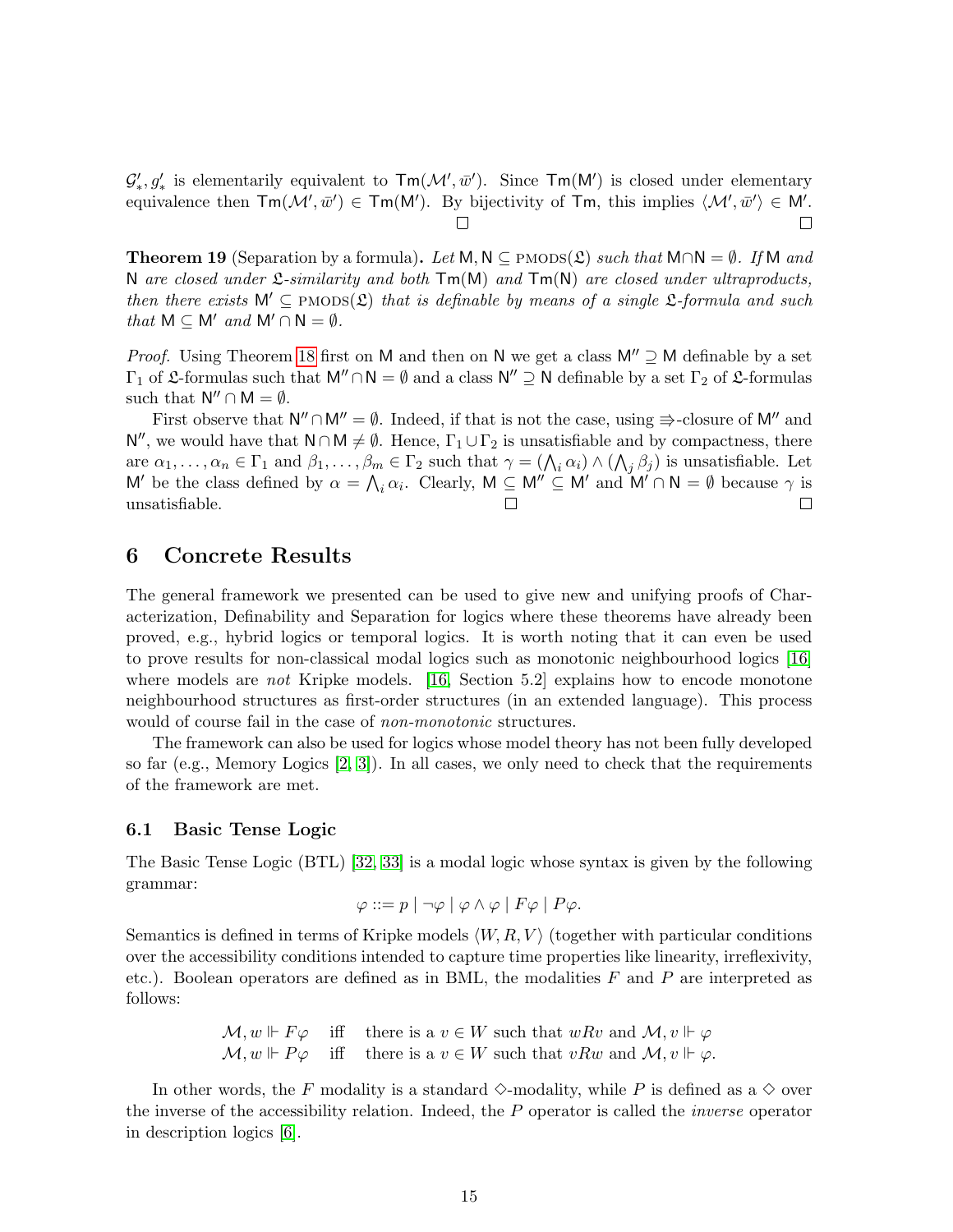$\mathcal{G}'_*, g'_*$ is elementarily equivalent to $\mathsf{Tm}(\mathcal{M}', \bar{w}')$. Since $\mathsf{Tm}(\mathsf{M}')$ is closed under elementary equivalence then $\mathsf{Tm}(\mathcal{M}', \bar{w}') \in \mathsf{Tm}(\mathsf{M}')$. By bijectivity of $\mathsf{Tm}$, this implies $\langle \mathcal{M}', \bar{w}' \rangle \in \mathsf{M}'$. □ □

**Theorem 19** (Separation by a formula)**.** *Let $\mathsf{M}, \mathsf{N} \subseteq \text{PMODS}(\mathfrak{L})$ such that $\mathsf{M} \cap \mathsf{N} = \emptyset$. If $\mathsf{M}$ and $\mathsf{N}$ are closed under $\mathfrak{L}$-similarity and both $\mathsf{Tm}(\mathsf{M})$ and $\mathsf{Tm}(\mathsf{N})$ are closed under ultraproducts, then there exists $\mathsf{M}' \subseteq \text{PMODS}(\mathfrak{L})$ that is definable by means of a single $\mathfrak{L}$-formula and such that $\mathsf{M} \subseteq \mathsf{M}'$ and $\mathsf{M}' \cap \mathsf{N} = \emptyset$.*

*Proof.* Using Theorem 18 first on $\mathsf{M}$ and then on $\mathsf{N}$ we get a class $\mathsf{M}'' \supseteq \mathsf{M}$ definable by a set $\Gamma_1$ of $\mathfrak{L}$-formulas such that $\mathsf{M}'' \cap \mathsf{N} = \emptyset$ and a class $\mathsf{N}'' \supseteq \mathsf{N}$ definable by a set $\Gamma_2$ of $\mathfrak{L}$-formulas such that $\mathsf{N}'' \cap \mathsf{M} = \emptyset$.

First observe that $\mathsf{N}'' \cap \mathsf{M}'' = \emptyset$. Indeed, if that is not the case, using $\Rrightarrow$-closure of $\mathsf{M}''$ and $\mathsf{N}''$, we would have that $\mathsf{N} \cap \mathsf{M} \neq \emptyset$. Hence, $\Gamma_1 \cup \Gamma_2$ is unsatisfiable and by compactness, there are $\alpha_1, \ldots, \alpha_n \in \Gamma_1$ and $\beta_1, \ldots, \beta_m \in \Gamma_2$ such that $\gamma = (\bigwedge_i \alpha_i) \wedge (\bigwedge_j \beta_j)$ is unsatisfiable. Let $\mathsf{M}'$ be the class defined by $\alpha = \bigwedge_i \alpha_i$. Clearly, $\mathsf{M} \subseteq \mathsf{M}'' \subseteq \mathsf{M}'$ and $\mathsf{M}' \cap \mathsf{N} = \emptyset$ because $\gamma$ is unsatisfiable. □ □

# 6 Concrete Results

The general framework we presented can be used to give new and unifying proofs of Characterization, Definability and Separation for logics where these theorems have already been proved, e.g., hybrid logics or temporal logics. It is worth noting that it can even be used to prove results for non-classical modal logics such as monotonic neighbourhood logics [16] where models are *not* Kripke models. [16, Section 5.2] explains how to encode monotone neighbourhood structures as first-order structures (in an extended language). This process would of course fail in the case of *non-monotonic* structures.

The framework can also be used for logics whose model theory has not been fully developed so far (e.g., Memory Logics [2, 3]). In all cases, we only need to check that the requirements of the framework are met.

## 6.1 Basic Tense Logic

The Basic Tense Logic (BTL) [32, 33] is a modal logic whose syntax is given by the following grammar:

$$\varphi ::= p \mid \neg\varphi \mid \varphi \wedge \varphi \mid F\varphi \mid P\varphi.$$

Semantics is defined in terms of Kripke models $\langle W, R, V \rangle$ (together with particular conditions over the accessibility conditions intended to capture time properties like linearity, irreflexivity, etc.). Boolean operators are defined as in BML, the modalities $F$ and $P$ are interpreted as follows:

$$\begin{array}{lll} \mathcal{M}, w \Vdash F\varphi & \text{iff} & \text{there is a } v \in W \text{ such that } wRv \text{ and } \mathcal{M}, v \Vdash \varphi \\ \mathcal{M}, w \Vdash P\varphi & \text{iff} & \text{there is a } v \in W \text{ such that } vRw \text{ and } \mathcal{M}, v \Vdash \varphi. \end{array}$$

In other words, the $F$ modality is a standard $\Diamond$-modality, while $P$ is defined as a $\Diamond$ over the inverse of the accessibility relation. Indeed, the $P$ operator is called the *inverse* operator in description logics [6].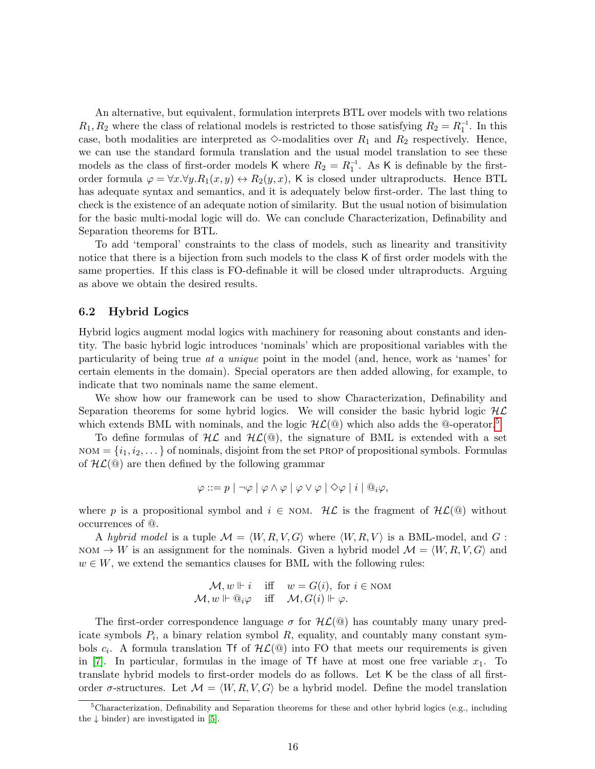An alternative, but equivalent, formulation interprets BTL over models with two relations $R_1, R_2$ where the class of relational models is restricted to those satisfying $R_2 = R_1^{-1}$. In this case, both modalities are interpreted as $\Diamond$-modalities over $R_1$ and $R_2$ respectively. Hence, we can use the standard formula translation and the usual model translation to see these models as the class of first-order models $\mathsf{K}$ where $R_2 = R_1^{-1}$. As $\mathsf{K}$ is definable by the first-order formula $\varphi = \forall x.\forall y.R_1(x,y) \leftrightarrow R_2(y,x)$, $\mathsf{K}$ is closed under ultraproducts. Hence BTL has adequate syntax and semantics, and it is adequately below first-order. The last thing to check is the existence of an adequate notion of similarity. But the usual notion of bisimulation for the basic multi-modal logic will do. We can conclude Characterization, Definability and Separation theorems for BTL.

To add 'temporal' constraints to the class of models, such as linearity and transitivity notice that there is a bijection from such models to the class $\mathsf{K}$ of first order models with the same properties. If this class is FO-definable it will be closed under ultraproducts. Arguing as above we obtain the desired results.

### 6.2 Hybrid Logics

Hybrid logics augment modal logics with machinery for reasoning about constants and identity. The basic hybrid logic introduces 'nominals' which are propositional variables with the particularity of being true *at a unique* point in the model (and, hence, work as 'names' for certain elements in the domain). Special operators are then added allowing, for example, to indicate that two nominals name the same element.

We show how our framework can be used to show Characterization, Definability and Separation theorems for some hybrid logics. We will consider the basic hybrid logic $\mathcal{HL}$ which extends BML with nominals, and the logic $\mathcal{HL}(@)$ which also adds the @-operator.[5]

To define formulas of $\mathcal{HL}$ and $\mathcal{HL}(@)$, the signature of BML is extended with a set $\text{NOM} = \{i_1, i_2, \dots\}$ of nominals, disjoint from the set PROP of propositional symbols. Formulas of $\mathcal{HL}(@)$ are then defined by the following grammar

$$\varphi ::= p \mid \neg\varphi \mid \varphi \wedge \varphi \mid \varphi \vee \varphi \mid \Diamond\varphi \mid i \mid @_i\varphi,$$

where $p$ is a propositional symbol and $i \in \text{NOM}$. $\mathcal{HL}$ is the fragment of $\mathcal{HL}(@)$ without occurrences of @.

A *hybrid model* is a tuple $\mathcal{M} = \langle W, R, V, G\rangle$ where $\langle W, R, V\rangle$ is a BML-model, and $G : \text{NOM} \to W$ is an assignment for the nominals. Given a hybrid model $\mathcal{M} = \langle W, R, V, G\rangle$ and $w \in W$, we extend the semantics clauses for BML with the following rules:

$$\begin{array}{rcl} \mathcal{M}, w \Vdash i & \text{iff} & w = G(i), \text{ for } i \in \text{NOM} \\ \mathcal{M}, w \Vdash @_i\varphi & \text{iff} & \mathcal{M}, G(i) \Vdash \varphi. \end{array}$$

The first-order correspondence language $\sigma$ for $\mathcal{HL}(@)$ has countably many unary predicate symbols $P_i$, a binary relation symbol $R$, equality, and countably many constant symbols $c_i$. A formula translation $\mathsf{Tf}$ of $\mathcal{HL}(@)$ into FO that meets our requirements is given in [7]. In particular, formulas in the image of $\mathsf{Tf}$ have at most one free variable $x_1$. To translate hybrid models to first-order models do as follows. Let $\mathsf{K}$ be the class of all first-order $\sigma$-structures. Let $\mathcal{M} = \langle W, R, V, G\rangle$ be a hybrid model. Define the model translation

[5] Characterization, Definability and Separation theorems for these and other hybrid logics (e.g., including the $\downarrow$ binder) are investigated in [5].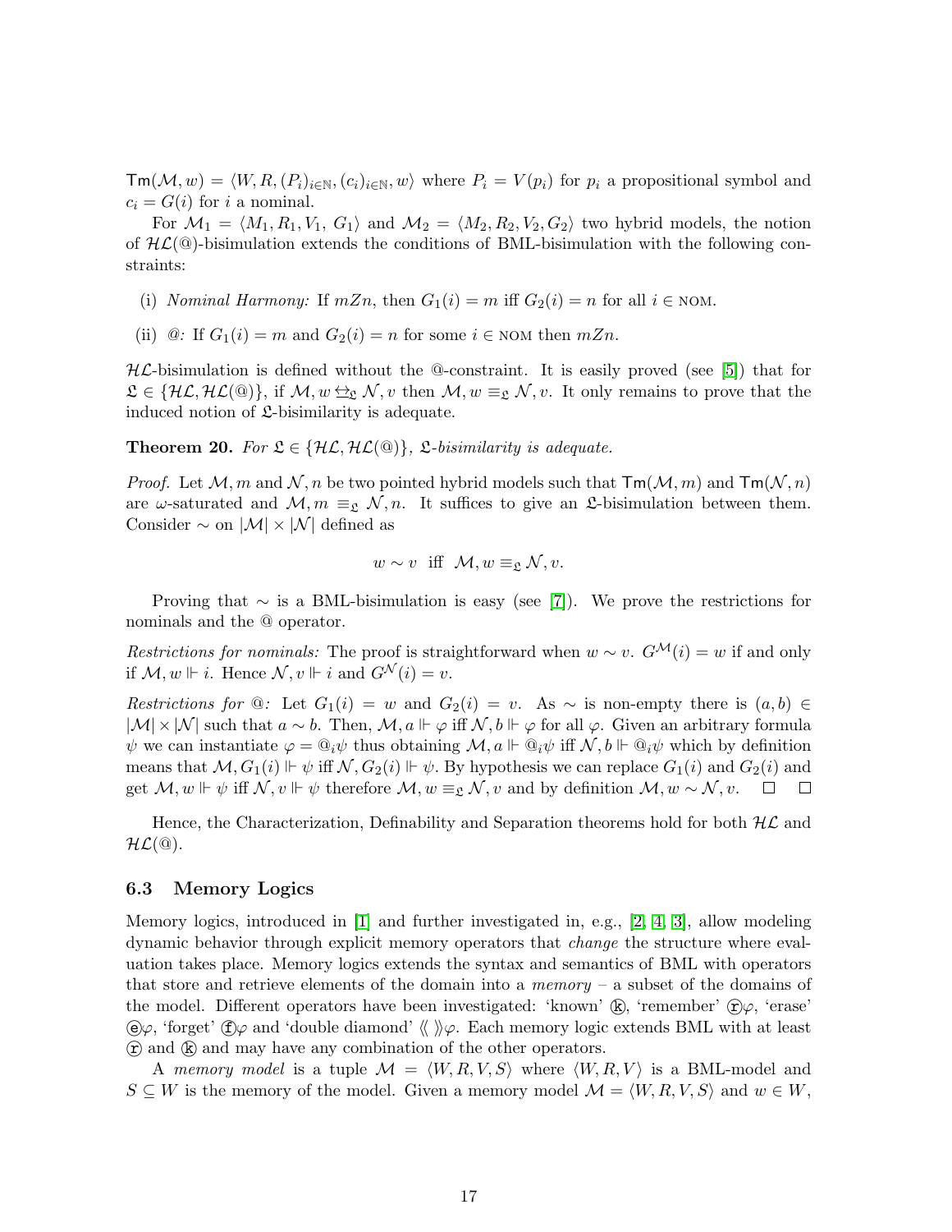$\mathsf{Tm}(\mathcal{M}, w) = \langle W, R, (P_i)_{i\in\mathbb{N}}, (c_i)_{i\in\mathbb{N}}, w\rangle$ where $P_i = V(p_i)$ for $p_i$ a propositional symbol and $c_i = G(i)$ for $i$ a nominal.

For $\mathcal{M}_1 = \langle M_1, R_1, V_1, G_1\rangle$ and $\mathcal{M}_2 = \langle M_2, R_2, V_2, G_2\rangle$ two hybrid models, the notion of $\mathcal{HL}(@)$-bisimulation extends the conditions of BML-bisimulation with the following constraints:

(i) *Nominal Harmony:* If $mZn$, then $G_1(i) = m$ iff $G_2(i) = n$ for all $i \in \textsc{nom}$.

(ii) *@:* If $G_1(i) = m$ and $G_2(i) = n$ for some $i \in \textsc{nom}$ then $mZn$.

$\mathcal{HL}$-bisimulation is defined without the @-constraint. It is easily proved (see [5]) that for $\mathfrak{L} \in \{\mathcal{HL}, \mathcal{HL}(@)\}$, if $\mathcal{M}, w \leftrightarroweq_{\mathfrak{L}} \mathcal{N}, v$ then $\mathcal{M}, w \equiv_{\mathfrak{L}} \mathcal{N}, v$. It only remains to prove that the induced notion of $\mathfrak{L}$-bisimilarity is adequate.

**Theorem 20.** *For $\mathfrak{L} \in \{\mathcal{HL}, \mathcal{HL}(@)\}$, $\mathfrak{L}$-bisimilarity is adequate.*

*Proof.* Let $\mathcal{M}, m$ and $\mathcal{N}, n$ be two pointed hybrid models such that $\mathsf{Tm}(\mathcal{M}, m)$ and $\mathsf{Tm}(\mathcal{N}, n)$ are $\omega$-saturated and $\mathcal{M}, m \equiv_{\mathfrak{L}} \mathcal{N}, n$. It suffices to give an $\mathfrak{L}$-bisimulation between them. Consider $\sim$ on $|\mathcal{M}| \times |\mathcal{N}|$ defined as

$$w \sim v \ \text{ iff } \ \mathcal{M}, w \equiv_{\mathfrak{L}} \mathcal{N}, v.$$

Proving that $\sim$ is a BML-bisimulation is easy (see [7]). We prove the restrictions for nominals and the @ operator.

*Restrictions for nominals:* The proof is straightforward when $w \sim v$. $G^{\mathcal{M}}(i) = w$ if and only if $\mathcal{M}, w \Vdash i$. Hence $\mathcal{N}, v \Vdash i$ and $G^{\mathcal{N}}(i) = v$.

*Restrictions for @:* Let $G_1(i) = w$ and $G_2(i) = v$. As $\sim$ is non-empty there is $(a, b) \in |\mathcal{M}| \times |\mathcal{N}|$ such that $a \sim b$. Then, $\mathcal{M}, a \Vdash \varphi$ iff $\mathcal{N}, b \Vdash \varphi$ for all $\varphi$. Given an arbitrary formula $\psi$ we can instantiate $\varphi = @_i\psi$ thus obtaining $\mathcal{M}, a \Vdash @_i\psi$ iff $\mathcal{N}, b \Vdash @_i\psi$ which by definition means that $\mathcal{M}, G_1(i) \Vdash \psi$ iff $\mathcal{N}, G_2(i) \Vdash \psi$. By hypothesis we can replace $G_1(i)$ and $G_2(i)$ and get $\mathcal{M}, w \Vdash \psi$ iff $\mathcal{N}, v \Vdash \psi$ therefore $\mathcal{M}, w \equiv_{\mathfrak{L}} \mathcal{N}, v$ and by definition $\mathcal{M}, w \sim \mathcal{N}, v$. □ □

Hence, the Characterization, Definability and Separation theorems hold for both $\mathcal{HL}$ and $\mathcal{HL}(@)$.

### 6.3 Memory Logics

Memory logics, introduced in [1] and further investigated in, e.g., [2, 4, 3], allow modeling dynamic behavior through explicit memory operators that *change* the structure where evaluation takes place. Memory logics extends the syntax and semantics of BML with operators that store and retrieve elements of the domain into a *memory* – a subset of the domains of the model. Different operators have been investigated: 'known' ⓚ, 'remember' ⓡ$\varphi$, 'erase' ⓔ$\varphi$, 'forget' ⓕ$\varphi$ and 'double diamond' $\langle\!\langle\ \rangle\!\rangle\varphi$. Each memory logic extends BML with at least ⓡ and ⓚ and may have any combination of the other operators.

A *memory model* is a tuple $\mathcal{M} = \langle W, R, V, S\rangle$ where $\langle W, R, V\rangle$ is a BML-model and $S \subseteq W$ is the memory of the model. Given a memory model $\mathcal{M} = \langle W, R, V, S\rangle$ and $w \in W$,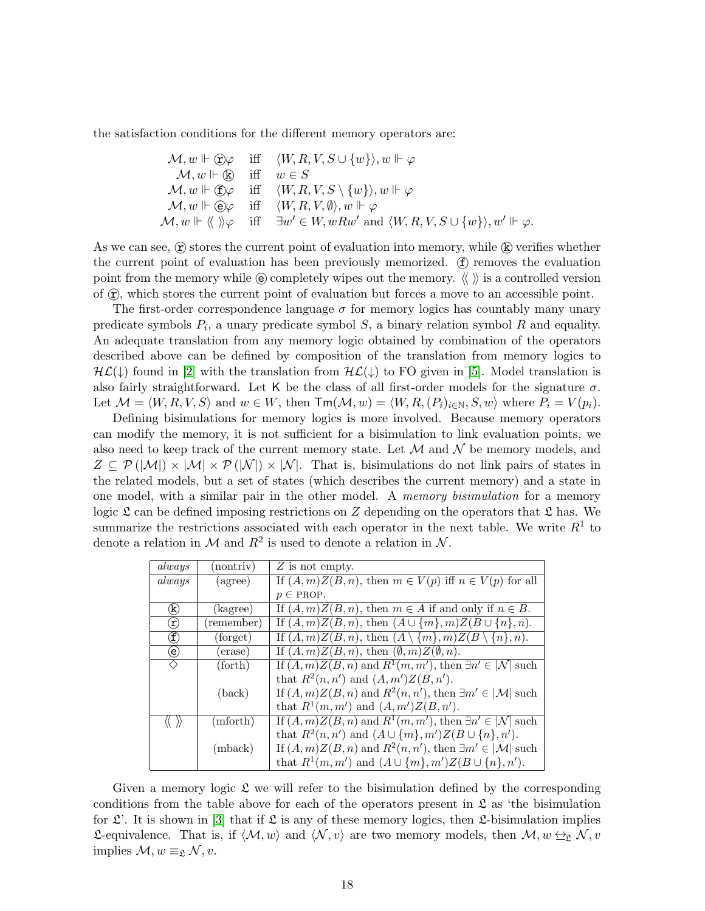the satisfaction conditions for the different memory operators are:

$$
\begin{array}{rcl}
\mathcal{M}, w \Vdash \textcircled{r}\varphi & \text{iff} & \langle W, R, V, S \cup \{w\}\rangle, w \Vdash \varphi \\
\mathcal{M}, w \Vdash \textcircled{k} & \text{iff} & w \in S \\
\mathcal{M}, w \Vdash \textcircled{f}\varphi & \text{iff} & \langle W, R, V, S \setminus \{w\}\rangle, w \Vdash \varphi \\
\mathcal{M}, w \Vdash \textcircled{e}\varphi & \text{iff} & \langle W, R, V, \emptyset\rangle, w \Vdash \varphi \\
\mathcal{M}, w \Vdash \langle\!\langle\ \rangle\!\rangle\varphi & \text{iff} & \exists w' \in W, wRw' \text{ and } \langle W, R, V, S \cup \{w\}\rangle, w' \Vdash \varphi.
\end{array}
$$

As we can see, ⓡ stores the current point of evaluation into memory, while ⓚ verifies whether the current point of evaluation has been previously memorized. ⓕ removes the evaluation point from the memory while ⓔ completely wipes out the memory. $\langle\!\langle\ \rangle\!\rangle$ is a controlled version of ⓡ, which stores the current point of evaluation but forces a move to an accessible point.

The first-order correspondence language $\sigma$ for memory logics has countably many unary predicate symbols $P_i$, a unary predicate symbol $S$, a binary relation symbol $R$ and equality. An adequate translation from any memory logic obtained by combination of the operators described above can be defined by composition of the translation from memory logics to $\mathcal{HL}(\downarrow)$ found in [2] with the translation from $\mathcal{HL}(\downarrow)$ to FO given in [5]. Model translation is also fairly straightforward. Let $\mathsf{K}$ be the class of all first-order models for the signature $\sigma$. Let $\mathcal{M} = \langle W, R, V, S\rangle$ and $w \in W$, then $\mathsf{Tm}(\mathcal{M}, w) = \langle W, R, (P_i)_{i\in\mathbb{N}}, S, w\rangle$ where $P_i = V(p_i)$.

Defining bisimulations for memory logics is more involved. Because memory operators can modify the memory, it is not sufficient for a bisimulation to link evaluation points, we also need to keep track of the current memory state. Let $\mathcal{M}$ and $\mathcal{N}$ be memory models, and $Z \subseteq \mathcal{P}(|\mathcal{M}|) \times |\mathcal{M}| \times \mathcal{P}(|\mathcal{N}|) \times |\mathcal{N}|$. That is, bisimulations do not link pairs of states in the related models, but a set of states (which describes the current memory) and a state in one model, with a similar pair in the other model. A *memory bisimulation* for a memory logic $\mathfrak{L}$ can be defined imposing restrictions on $Z$ depending on the operators that $\mathfrak{L}$ has. We summarize the restrictions associated with each operator in the next table. We write $R^1$ to denote a relation in $\mathcal{M}$ and $R^2$ is used to denote a relation in $\mathcal{N}$.

| | | |
|---|---|---|
| *always* | (nontriv) | $Z$ is not empty. |
| *always* | (agree) | If $(A, m)Z(B, n)$, then $m \in V(p)$ iff $n \in V(p)$ for all $p \in$ PROP. |
| ⓚ | (kagree) | If $(A, m)Z(B, n)$, then $m \in A$ if and only if $n \in B$. |
| ⓡ | (remember) | If $(A, m)Z(B, n)$, then $(A \cup \{m\}, m)Z(B \cup \{n\}, n)$. |
| ⓕ | (forget) | If $(A, m)Z(B, n)$, then $(A \setminus \{m\}, m)Z(B \setminus \{n\}, n)$. |
| ⓔ | (erase) | If $(A, m)Z(B, n)$, then $(\emptyset, m)Z(\emptyset, n)$. |
| $\Diamond$ | (forth) | If $(A, m)Z(B, n)$ and $R^1(m, m')$, then $\exists n' \in |\mathcal{N}|$ such that $R^2(n, n')$ and $(A, m')Z(B, n')$. |
| | (back) | If $(A, m)Z(B, n)$ and $R^2(n, n')$, then $\exists m' \in |\mathcal{M}|$ such that $R^1(m, m')$ and $(A, m')Z(B, n')$. |
| $\langle\!\langle\ \rangle\!\rangle$ | (mforth) | If $(A, m)Z(B, n)$ and $R^1(m, m')$, then $\exists n' \in |\mathcal{N}|$ such that $R^2(n, n')$ and $(A \cup \{m\}, m')Z(B \cup \{n\}, n')$. |
| | (mback) | If $(A, m)Z(B, n)$ and $R^2(n, n')$, then $\exists m' \in |\mathcal{M}|$ such that $R^1(m, m')$ and $(A \cup \{m\}, m')Z(B \cup \{n\}, n')$. |

Given a memory logic $\mathfrak{L}$ we will refer to the bisimulation defined by the corresponding conditions from the table above for each of the operators present in $\mathfrak{L}$ as 'the bisimulation for $\mathfrak{L}$'. It is shown in [3] that if $\mathfrak{L}$ is any of these memory logics, then $\mathfrak{L}$-bisimulation implies $\mathfrak{L}$-equivalence. That is, if $\langle \mathcal{M}, w\rangle$ and $\langle \mathcal{N}, v\rangle$ are two memory models, then $\mathcal{M}, w \leftrightarroweq_{\mathfrak{L}} \mathcal{N}, v$ implies $\mathcal{M}, w \equiv_{\mathfrak{L}} \mathcal{N}, v$.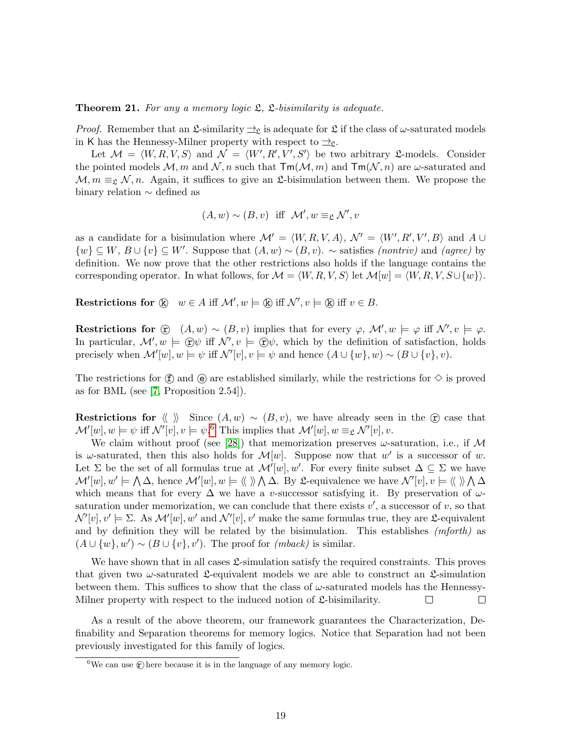**Theorem 21.** *For any a memory logic $\mathfrak{L}$, $\mathfrak{L}$-bisimilarity is adequate.*

*Proof.* Remember that an $\mathfrak{L}$-similarity $\rightrightarrows_{\mathfrak{L}}$ is adequate for $\mathfrak{L}$ if the class of $\omega$-saturated models in $\mathsf{K}$ has the Hennessy-Milner property with respect to $\rightrightarrows_{\mathfrak{L}}$.

Let $\mathcal{M} = \langle W, R, V, S\rangle$ and $\mathcal{N} = \langle W', R', V', S'\rangle$ be two arbitrary $\mathfrak{L}$-models. Consider the pointed models $\mathcal{M}, m$ and $\mathcal{N}, n$ such that $\mathsf{Tm}(\mathcal{M}, m)$ and $\mathsf{Tm}(\mathcal{N}, n)$ are $\omega$-saturated and $\mathcal{M}, m \equiv_{\mathfrak{L}} \mathcal{N}, n$. Again, it suffices to give an $\mathfrak{L}$-bisimulation between them. We propose the binary relation $\sim$ defined as

$$(A, w) \sim (B, v) \;\text{ iff }\; \mathcal{M}', w \equiv_{\mathfrak{L}} \mathcal{N}', v$$

as a candidate for a bisimulation where $\mathcal{M}' = \langle W, R, V, A\rangle$, $\mathcal{N}' = \langle W', R', V', B\rangle$ and $A \cup \{w\} \subseteq W$, $B \cup \{v\} \subseteq W'$. Suppose that $(A, w) \sim (B, v)$. $\sim$ satisfies *(nontriv)* and *(agree)* by definition. We now prove that the other restrictions also holds if the language contains the corresponding operator. In what follows, for $\mathcal{M} = \langle W, R, V, S\rangle$ let $\mathcal{M}[w] = \langle W, R, V, S \cup \{w\}\rangle$.

**Restrictions for ⓚ** $w \in A$ iff $\mathcal{M}', w \models$ ⓚ iff $\mathcal{N}', v \models$ ⓚ iff $v \in B$.

**Restrictions for ⓡ** $(A, w) \sim (B, v)$ implies that for every $\varphi$, $\mathcal{M}', w \models \varphi$ iff $\mathcal{N}', v \models \varphi$. In particular, $\mathcal{M}', w \models$ ⓡ$\psi$ iff $\mathcal{N}', v \models$ ⓡ$\psi$, which by the definition of satisfaction, holds precisely when $\mathcal{M}'[w], w \models \psi$ iff $\mathcal{N}'[v], v \models \psi$ and hence $(A \cup \{w\}, w) \sim (B \cup \{v\}, v)$.

The restrictions for ⓕ and ⓔ are established similarly, while the restrictions for $\diamond$ is proved as for BML (see [7, Proposition 2.54]).

**Restrictions for $\langle\!\langle\ \rangle\!\rangle$** Since $(A, w) \sim (B, v)$, we have already seen in the ⓡ case that $\mathcal{M}'[w], w \models \psi$ iff $\mathcal{N}'[v], v \models \psi$.[6] This implies that $\mathcal{M}'[w], w \equiv_{\mathfrak{L}} \mathcal{N}'[v], v$.

We claim without proof (see [28]) that memorization preserves $\omega$-saturation, i.e., if $\mathcal{M}$ is $\omega$-saturated, then this also holds for $\mathcal{M}[w]$. Suppose now that $w'$ is a successor of $w$. Let $\Sigma$ be the set of all formulas true at $\mathcal{M}'[w], w'$. For every finite subset $\Delta \subseteq \Sigma$ we have $\mathcal{M}'[w], w' \models \bigwedge \Delta$, hence $\mathcal{M}'[w], w \models \langle\!\langle\ \rangle\!\rangle \bigwedge \Delta$. By $\mathfrak{L}$-equivalence we have $\mathcal{N}'[v], v \models \langle\!\langle\ \rangle\!\rangle \bigwedge \Delta$ which means that for every $\Delta$ we have a $v$-successor satisfying it. By preservation of $\omega$-saturation under memorization, we can conclude that there exists $v'$, a successor of $v$, so that $\mathcal{N}'[v], v' \models \Sigma$. As $\mathcal{M}'[w], w'$ and $\mathcal{N}'[v], v'$ make the same formulas true, they are $\mathfrak{L}$-equivalent and by definition they will be related by the bisimulation. This establishes *(mforth)* as $(A \cup \{w\}, w') \sim (B \cup \{v\}, v')$. The proof for *(mback)* is similar.

We have shown that in all cases $\mathfrak{L}$-simulation satisfy the required constraints. This proves that given two $\omega$-saturated $\mathfrak{L}$-equivalent models we are able to construct an $\mathfrak{L}$-simulation between them. This suffices to show that the class of $\omega$-saturated models has the Hennessy-Milner property with respect to the induced notion of $\mathfrak{L}$-bisimilarity. □ □

As a result of the above theorem, our framework guarantees the Characterization, Definability and Separation theorems for memory logics. Notice that Separation had not been previously investigated for this family of logics.

[6] We can use ⓡ here because it is in the language of any memory logic.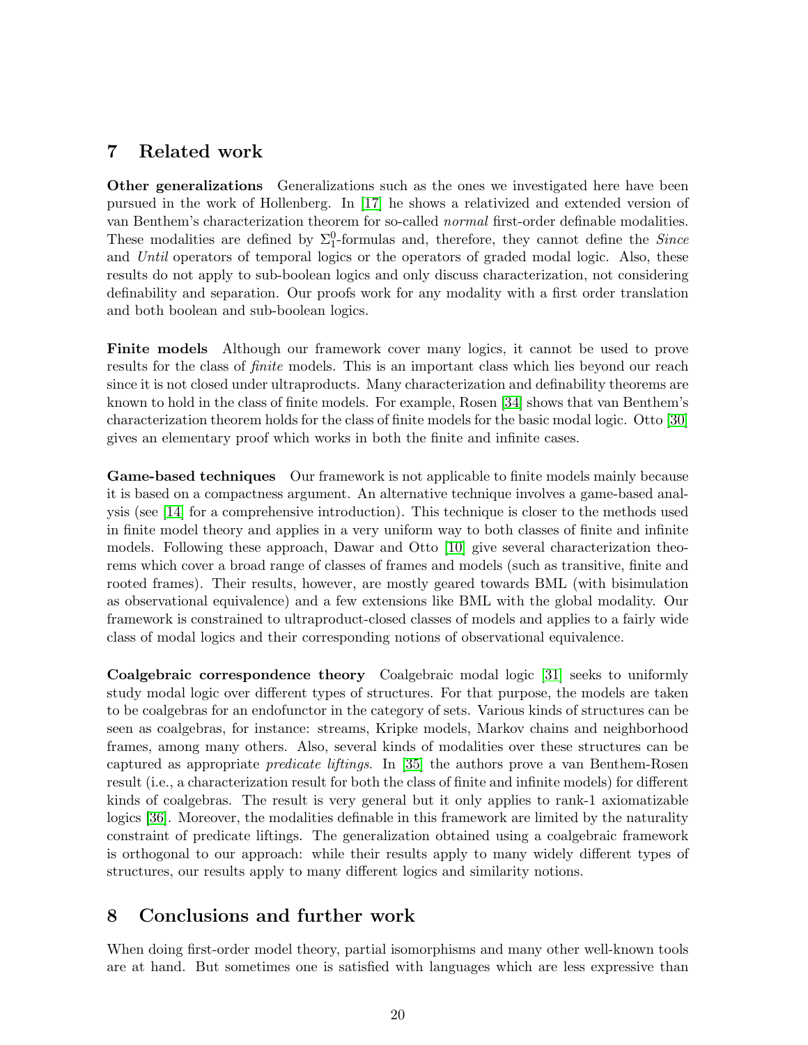## 7 Related work

**Other generalizations** Generalizations such as the ones we investigated here have been pursued in the work of Hollenberg. In [17] he shows a relativized and extended version of van Benthem's characterization theorem for so-called *normal* first-order definable modalities. These modalities are defined by $\Sigma^0_1$-formulas and, therefore, they cannot define the *Since* and *Until* operators of temporal logics or the operators of graded modal logic. Also, these results do not apply to sub-boolean logics and only discuss characterization, not considering definability and separation. Our proofs work for any modality with a first order translation and both boolean and sub-boolean logics.

**Finite models** Although our framework cover many logics, it cannot be used to prove results for the class of *finite* models. This is an important class which lies beyond our reach since it is not closed under ultraproducts. Many characterization and definability theorems are known to hold in the class of finite models. For example, Rosen [34] shows that van Benthem's characterization theorem holds for the class of finite models for the basic modal logic. Otto [30] gives an elementary proof which works in both the finite and infinite cases.

**Game-based techniques** Our framework is not applicable to finite models mainly because it is based on a compactness argument. An alternative technique involves a game-based analysis (see [14] for a comprehensive introduction). This technique is closer to the methods used in finite model theory and applies in a very uniform way to both classes of finite and infinite models. Following these approach, Dawar and Otto [10] give several characterization theorems which cover a broad range of classes of frames and models (such as transitive, finite and rooted frames). Their results, however, are mostly geared towards BML (with bisimulation as observational equivalence) and a few extensions like BML with the global modality. Our framework is constrained to ultraproduct-closed classes of models and applies to a fairly wide class of modal logics and their corresponding notions of observational equivalence.

**Coalgebraic correspondence theory** Coalgebraic modal logic [31] seeks to uniformly study modal logic over different types of structures. For that purpose, the models are taken to be coalgebras for an endofunctor in the category of sets. Various kinds of structures can be seen as coalgebras, for instance: streams, Kripke models, Markov chains and neighborhood frames, among many others. Also, several kinds of modalities over these structures can be captured as appropriate *predicate liftings*. In [35] the authors prove a van Benthem-Rosen result (i.e., a characterization result for both the class of finite and infinite models) for different kinds of coalgebras. The result is very general but it only applies to rank-1 axiomatizable logics [36]. Moreover, the modalities definable in this framework are limited by the naturality constraint of predicate liftings. The generalization obtained using a coalgebraic framework is orthogonal to our approach: while their results apply to many widely different types of structures, our results apply to many different logics and similarity notions.

## 8 Conclusions and further work

When doing first-order model theory, partial isomorphisms and many other well-known tools are at hand. But sometimes one is satisfied with languages which are less expressive than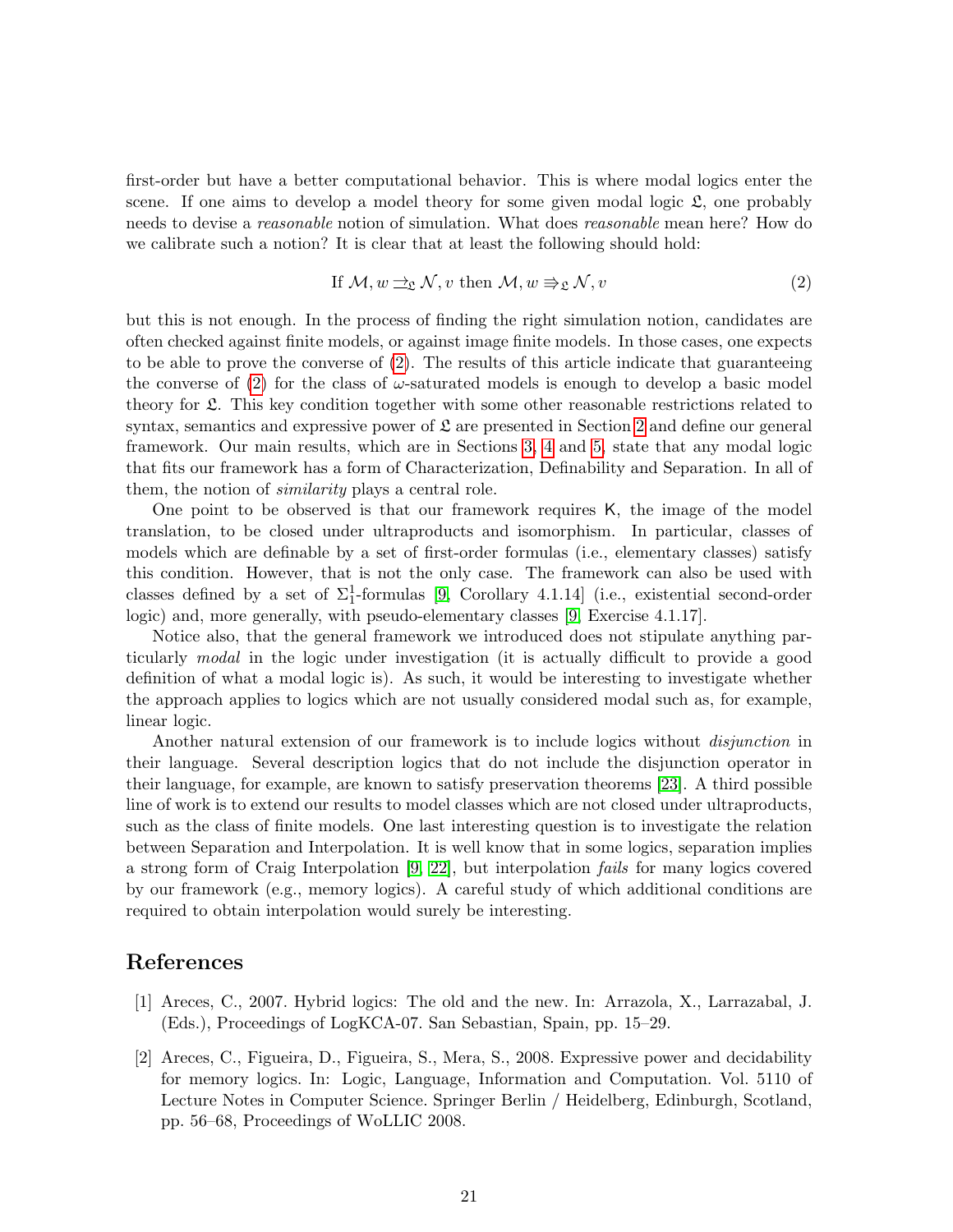first-order but have a better computational behavior. This is where modal logics enter the scene. If one aims to develop a model theory for some given modal logic $\mathfrak{L}$, one probably needs to devise a *reasonable* notion of simulation. What does *reasonable* mean here? How do we calibrate such a notion? It is clear that at least the following should hold:

$$\text{If } \mathcal{M}, w \rightrightarrows_{\mathfrak{L}} \mathcal{N}, v \text{ then } \mathcal{M}, w \Rrightarrow_{\mathfrak{L}} \mathcal{N}, v \tag{2}$$

but this is not enough. In the process of finding the right simulation notion, candidates are often checked against finite models, or against image finite models. In those cases, one expects to be able to prove the converse of (2). The results of this article indicate that guaranteeing the converse of (2) for the class of $\omega$-saturated models is enough to develop a basic model theory for $\mathfrak{L}$. This key condition together with some other reasonable restrictions related to syntax, semantics and expressive power of $\mathfrak{L}$ are presented in Section 2 and define our general framework. Our main results, which are in Sections 3, 4 and 5, state that any modal logic that fits our framework has a form of Characterization, Definability and Separation. In all of them, the notion of *similarity* plays a central role.

One point to be observed is that our framework requires $\mathsf{K}$, the image of the model translation, to be closed under ultraproducts and isomorphism. In particular, classes of models which are definable by a set of first-order formulas (i.e., elementary classes) satisfy this condition. However, that is not the only case. The framework can also be used with classes defined by a set of $\Sigma^1_1$-formulas [9, Corollary 4.1.14] (i.e., existential second-order logic) and, more generally, with pseudo-elementary classes [9, Exercise 4.1.17].

Notice also, that the general framework we introduced does not stipulate anything particularly *modal* in the logic under investigation (it is actually difficult to provide a good definition of what a modal logic is). As such, it would be interesting to investigate whether the approach applies to logics which are not usually considered modal such as, for example, linear logic.

Another natural extension of our framework is to include logics without *disjunction* in their language. Several description logics that do not include the disjunction operator in their language, for example, are known to satisfy preservation theorems [23]. A third possible line of work is to extend our results to model classes which are not closed under ultraproducts, such as the class of finite models. One last interesting question is to investigate the relation between Separation and Interpolation. It is well know that in some logics, separation implies a strong form of Craig Interpolation [9, 22], but interpolation *fails* for many logics covered by our framework (e.g., memory logics). A careful study of which additional conditions are required to obtain interpolation would surely be interesting.

## References

[1] Areces, C., 2007. Hybrid logics: The old and the new. In: Arrazola, X., Larrazabal, J. (Eds.), Proceedings of LogKCA-07. San Sebastian, Spain, pp. 15–29.

[2] Areces, C., Figueira, D., Figueira, S., Mera, S., 2008. Expressive power and decidability for memory logics. In: Logic, Language, Information and Computation. Vol. 5110 of Lecture Notes in Computer Science. Springer Berlin / Heidelberg, Edinburgh, Scotland, pp. 56–68, Proceedings of WoLLIC 2008.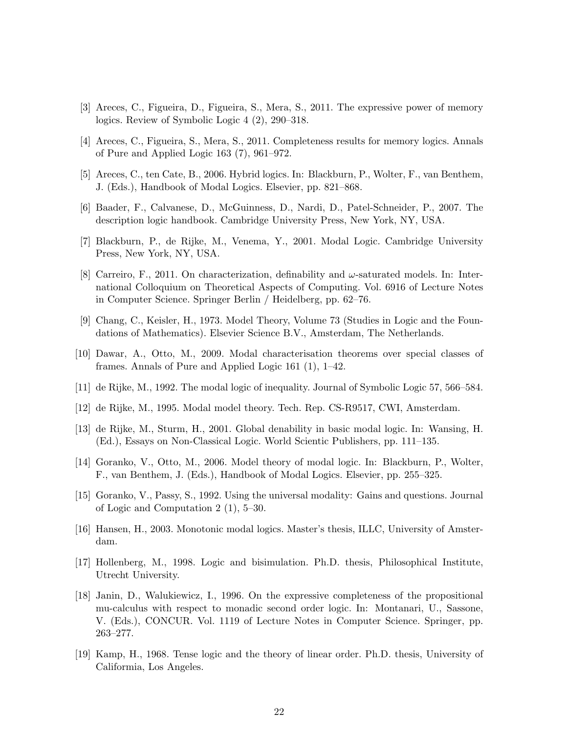[3] Areces, C., Figueira, D., Figueira, S., Mera, S., 2011. The expressive power of memory logics. Review of Symbolic Logic 4 (2), 290–318.

[4] Areces, C., Figueira, S., Mera, S., 2011. Completeness results for memory logics. Annals of Pure and Applied Logic 163 (7), 961–972.

[5] Areces, C., ten Cate, B., 2006. Hybrid logics. In: Blackburn, P., Wolter, F., van Benthem, J. (Eds.), Handbook of Modal Logics. Elsevier, pp. 821–868.

[6] Baader, F., Calvanese, D., McGuinness, D., Nardi, D., Patel-Schneider, P., 2007. The description logic handbook. Cambridge University Press, New York, NY, USA.

[7] Blackburn, P., de Rijke, M., Venema, Y., 2001. Modal Logic. Cambridge University Press, New York, NY, USA.

[8] Carreiro, F., 2011. On characterization, definability and $\omega$-saturated models. In: International Colloquium on Theoretical Aspects of Computing. Vol. 6916 of Lecture Notes in Computer Science. Springer Berlin / Heidelberg, pp. 62–76.

[9] Chang, C., Keisler, H., 1973. Model Theory, Volume 73 (Studies in Logic and the Foundations of Mathematics). Elsevier Science B.V., Amsterdam, The Netherlands.

[10] Dawar, A., Otto, M., 2009. Modal characterisation theorems over special classes of frames. Annals of Pure and Applied Logic 161 (1), 1–42.

[11] de Rijke, M., 1992. The modal logic of inequality. Journal of Symbolic Logic 57, 566–584.

[12] de Rijke, M., 1995. Modal model theory. Tech. Rep. CS-R9517, CWI, Amsterdam.

[13] de Rijke, M., Sturm, H., 2001. Global denability in basic modal logic. In: Wansing, H. (Ed.), Essays on Non-Classical Logic. World Scientic Publishers, pp. 111–135.

[14] Goranko, V., Otto, M., 2006. Model theory of modal logic. In: Blackburn, P., Wolter, F., van Benthem, J. (Eds.), Handbook of Modal Logics. Elsevier, pp. 255–325.

[15] Goranko, V., Passy, S., 1992. Using the universal modality: Gains and questions. Journal of Logic and Computation 2 (1), 5–30.

[16] Hansen, H., 2003. Monotonic modal logics. Master's thesis, ILLC, University of Amsterdam.

[17] Hollenberg, M., 1998. Logic and bisimulation. Ph.D. thesis, Philosophical Institute, Utrecht University.

[18] Janin, D., Walukiewicz, I., 1996. On the expressive completeness of the propositional mu-calculus with respect to monadic second order logic. In: Montanari, U., Sassone, V. (Eds.), CONCUR. Vol. 1119 of Lecture Notes in Computer Science. Springer, pp. 263–277.

[19] Kamp, H., 1968. Tense logic and the theory of linear order. Ph.D. thesis, University of Califormia, Los Angeles.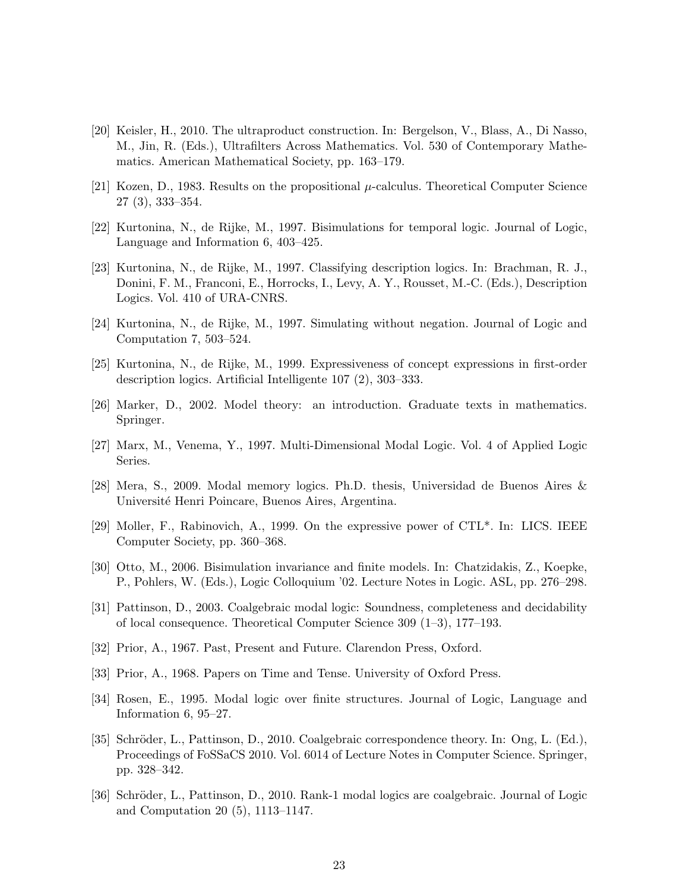[20] Keisler, H., 2010. The ultraproduct construction. In: Bergelson, V., Blass, A., Di Nasso, M., Jin, R. (Eds.), Ultrafilters Across Mathematics. Vol. 530 of Contemporary Mathematics. American Mathematical Society, pp. 163–179.

[21] Kozen, D., 1983. Results on the propositional $\mu$-calculus. Theoretical Computer Science 27 (3), 333–354.

[22] Kurtonina, N., de Rijke, M., 1997. Bisimulations for temporal logic. Journal of Logic, Language and Information 6, 403–425.

[23] Kurtonina, N., de Rijke, M., 1997. Classifying description logics. In: Brachman, R. J., Donini, F. M., Franconi, E., Horrocks, I., Levy, A. Y., Rousset, M.-C. (Eds.), Description Logics. Vol. 410 of URA-CNRS.

[24] Kurtonina, N., de Rijke, M., 1997. Simulating without negation. Journal of Logic and Computation 7, 503–524.

[25] Kurtonina, N., de Rijke, M., 1999. Expressiveness of concept expressions in first-order description logics. Artificial Intelligente 107 (2), 303–333.

[26] Marker, D., 2002. Model theory: an introduction. Graduate texts in mathematics. Springer.

[27] Marx, M., Venema, Y., 1997. Multi-Dimensional Modal Logic. Vol. 4 of Applied Logic Series.

[28] Mera, S., 2009. Modal memory logics. Ph.D. thesis, Universidad de Buenos Aires & Université Henri Poincare, Buenos Aires, Argentina.

[29] Moller, F., Rabinovich, A., 1999. On the expressive power of CTL*. In: LICS. IEEE Computer Society, pp. 360–368.

[30] Otto, M., 2006. Bisimulation invariance and finite models. In: Chatzidakis, Z., Koepke, P., Pohlers, W. (Eds.), Logic Colloquium '02. Lecture Notes in Logic. ASL, pp. 276–298.

[31] Pattinson, D., 2003. Coalgebraic modal logic: Soundness, completeness and decidability of local consequence. Theoretical Computer Science 309 (1–3), 177–193.

[32] Prior, A., 1967. Past, Present and Future. Clarendon Press, Oxford.

[33] Prior, A., 1968. Papers on Time and Tense. University of Oxford Press.

[34] Rosen, E., 1995. Modal logic over finite structures. Journal of Logic, Language and Information 6, 95–27.

[35] Schröder, L., Pattinson, D., 2010. Coalgebraic correspondence theory. In: Ong, L. (Ed.), Proceedings of FoSSaCS 2010. Vol. 6014 of Lecture Notes in Computer Science. Springer, pp. 328–342.

[36] Schröder, L., Pattinson, D., 2010. Rank-1 modal logics are coalgebraic. Journal of Logic and Computation 20 (5), 1113–1147.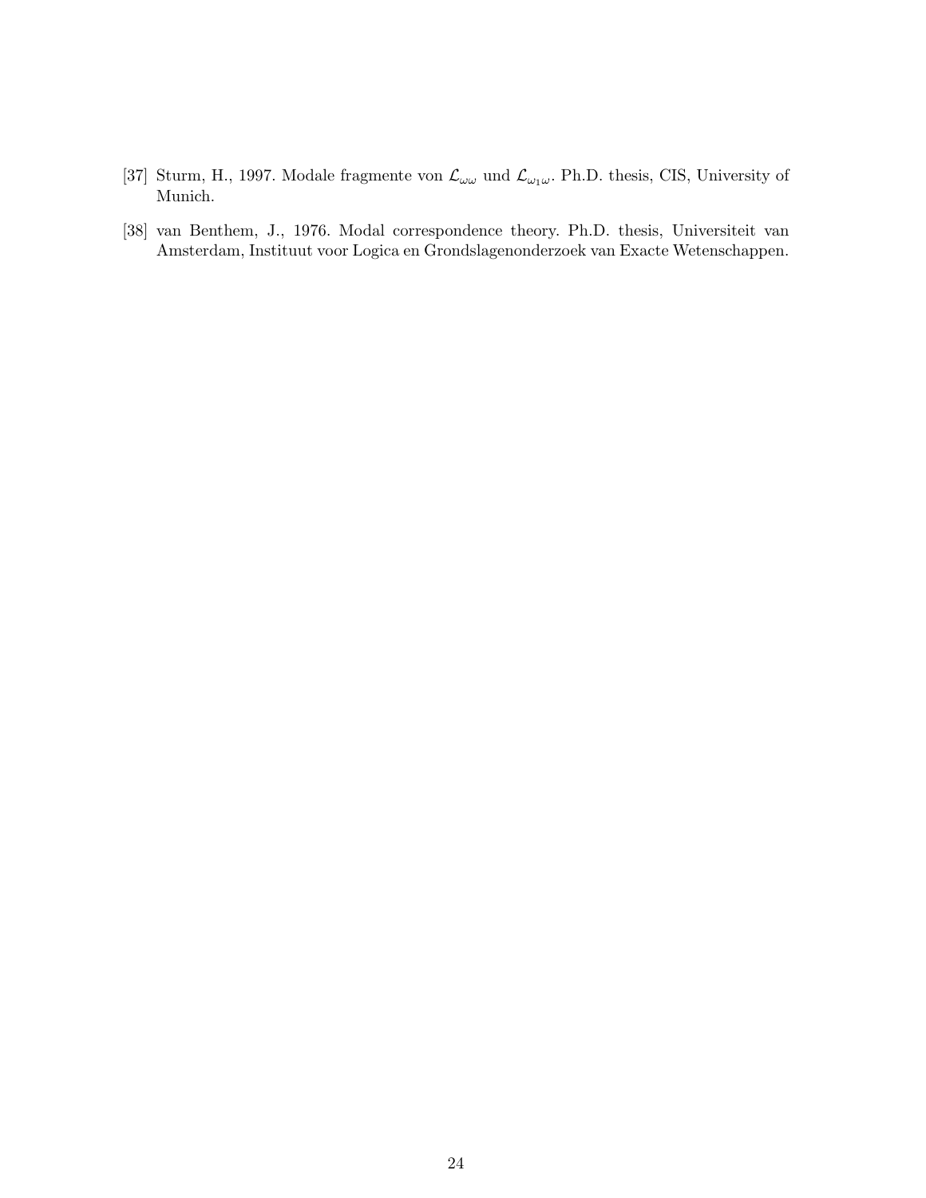[37] Sturm, H., 1997. Modale fragmente von $\mathcal{L}_{\omega\omega}$ und $\mathcal{L}_{\omega_1\omega}$. Ph.D. thesis, CIS, University of Munich.

[38] van Benthem, J., 1976. Modal correspondence theory. Ph.D. thesis, Universiteit van Amsterdam, Instituut voor Logica en Grondslagenonderzoek van Exacte Wetenschappen.